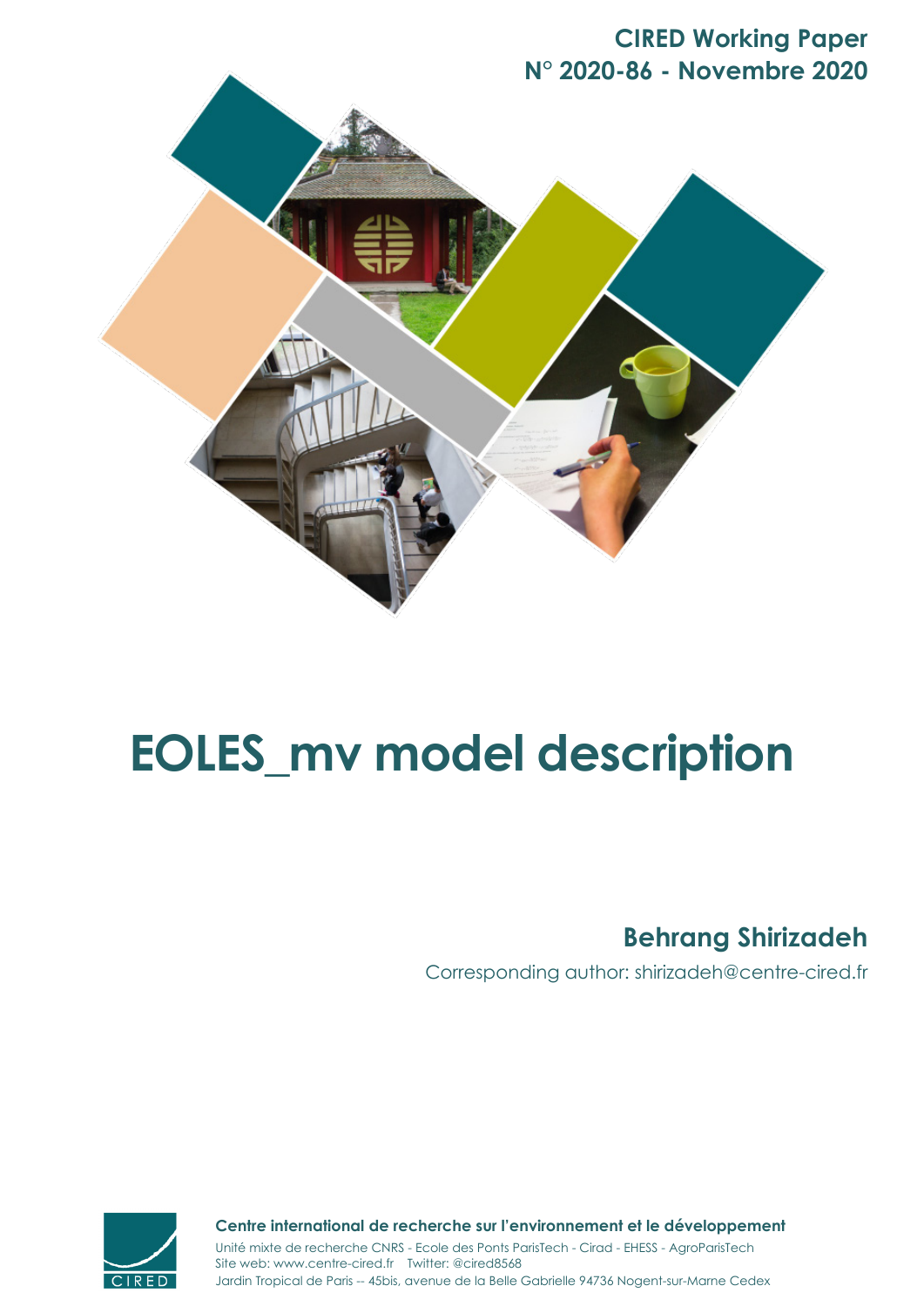**CIRED Working Paper**
**N° 2020-86 - Novembre 2020**

# EOLES_mv model description

**Behrang Shirizadeh**

Corresponding author: shirizadeh@centre-cired.fr

**Centre international de recherche sur l'environnement et le développement**

Unité mixte de recherche CNRS - Ecole des Ponts ParisTech - Cirad - EHESS - AgroParisTech
Site web: www.centre-cired.fr Twitter: @cired8568
Jardin Tropical de Paris -- 45bis, avenue de la Belle Gabrielle 94736 Nogent-sur-Marne Cedex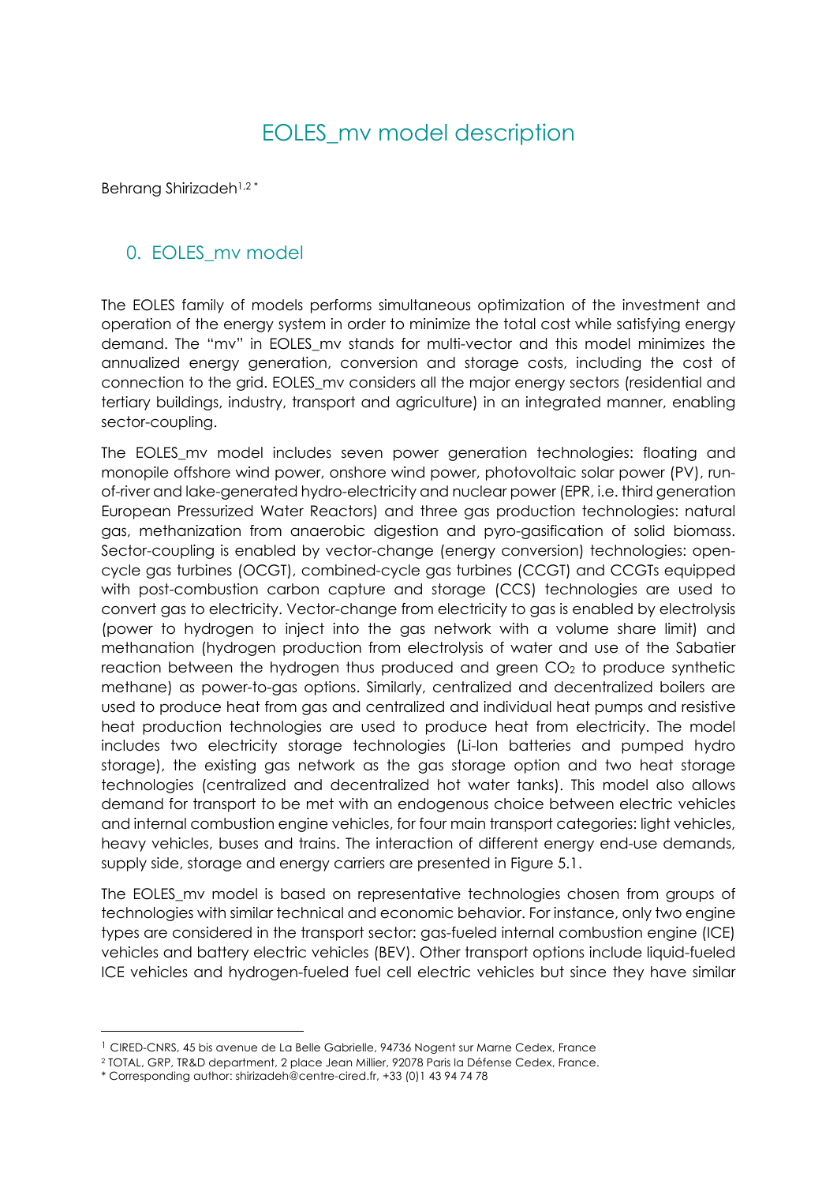# EOLES_mv model description

Behrang Shirizadeh[1,2 *]

## 0. EOLES_mv model

The EOLES family of models performs simultaneous optimization of the investment and operation of the energy system in order to minimize the total cost while satisfying energy demand. The "mv" in EOLES_mv stands for multi-vector and this model minimizes the annualized energy generation, conversion and storage costs, including the cost of connection to the grid. EOLES_mv considers all the major energy sectors (residential and tertiary buildings, industry, transport and agriculture) in an integrated manner, enabling sector-coupling.

The EOLES_mv model includes seven power generation technologies: floating and monopile offshore wind power, onshore wind power, photovoltaic solar power (PV), run-of-river and lake-generated hydro-electricity and nuclear power (EPR, i.e. third generation European Pressurized Water Reactors) and three gas production technologies: natural gas, methanization from anaerobic digestion and pyro-gasification of solid biomass. Sector-coupling is enabled by vector-change (energy conversion) technologies: open-cycle gas turbines (OCGT), combined-cycle gas turbines (CCGT) and CCGTs equipped with post-combustion carbon capture and storage (CCS) technologies are used to convert gas to electricity. Vector-change from electricity to gas is enabled by electrolysis (power to hydrogen to inject into the gas network with a volume share limit) and methanation (hydrogen production from electrolysis of water and use of the Sabatier reaction between the hydrogen thus produced and green $CO_2$ to produce synthetic methane) as power-to-gas options. Similarly, centralized and decentralized boilers are used to produce heat from gas and centralized and individual heat pumps and resistive heat production technologies are used to produce heat from electricity. The model includes two electricity storage technologies (Li-Ion batteries and pumped hydro storage), the existing gas network as the gas storage option and two heat storage technologies (centralized and decentralized hot water tanks). This model also allows demand for transport to be met with an endogenous choice between electric vehicles and internal combustion engine vehicles, for four main transport categories: light vehicles, heavy vehicles, buses and trains. The interaction of different energy end-use demands, supply side, storage and energy carriers are presented in Figure 5.1.

The EOLES_mv model is based on representative technologies chosen from groups of technologies with similar technical and economic behavior. For instance, only two engine types are considered in the transport sector: gas-fueled internal combustion engine (ICE) vehicles and battery electric vehicles (BEV). Other transport options include liquid-fueled ICE vehicles and hydrogen-fueled fuel cell electric vehicles but since they have similar

---

[1] CIRED-CNRS, 45 bis avenue de La Belle Gabrielle, 94736 Nogent sur Marne Cedex, France

[2] TOTAL, GRP, TR&D department, 2 place Jean Millier, 92078 Paris la Défense Cedex, France.

* Corresponding author: shirizadeh@centre-cired.fr, +33 (0)1 43 94 74 78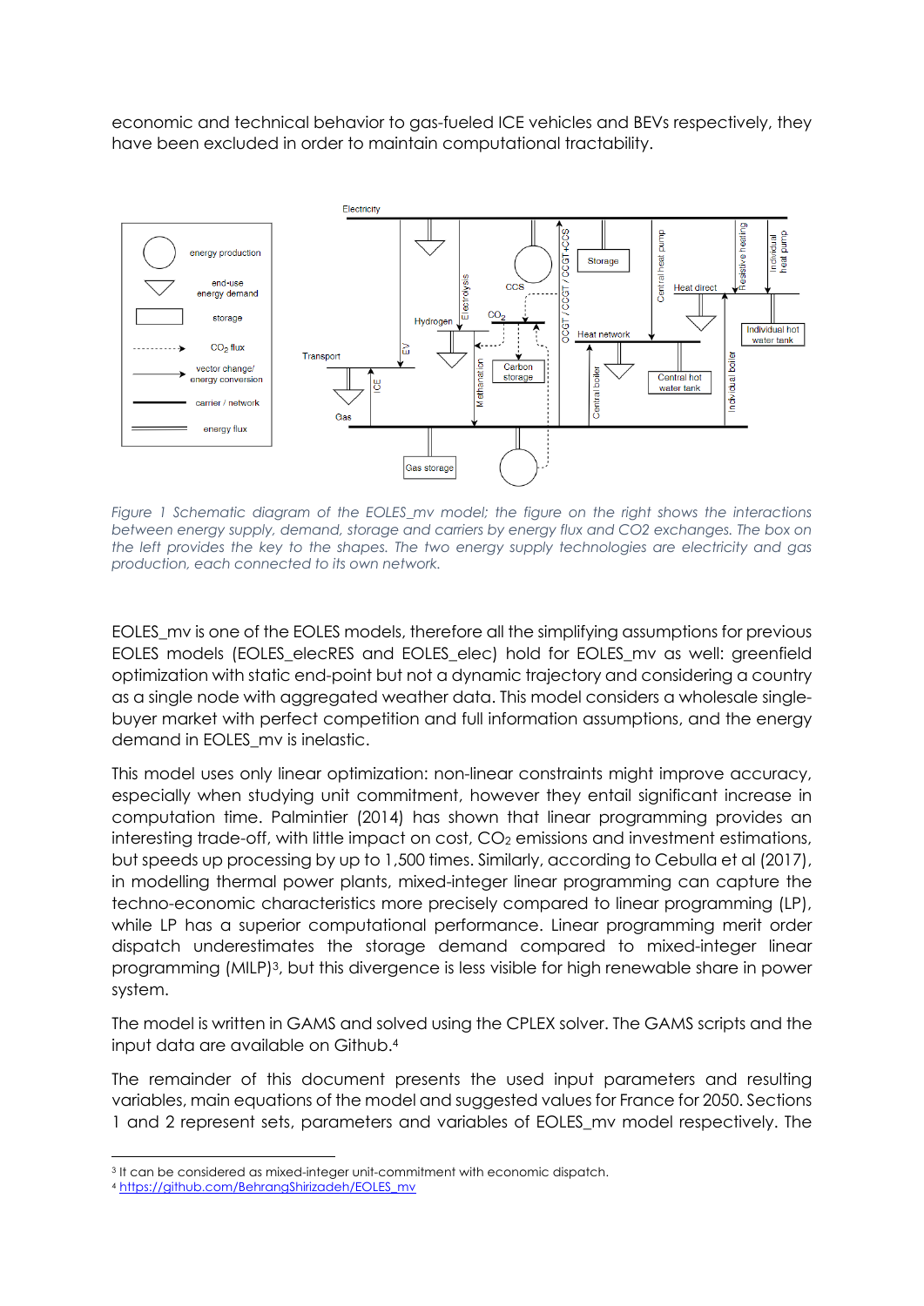economic and technical behavior to gas-fueled ICE vehicles and BEVs respectively, they have been excluded in order to maintain computational tractability.

*Figure 1 Schematic diagram of the EOLES_mv model; the figure on the right shows the interactions between energy supply, demand, storage and carriers by energy flux and CO2 exchanges. The box on the left provides the key to the shapes. The two energy supply technologies are electricity and gas production, each connected to its own network.*

EOLES_mv is one of the EOLES models, therefore all the simplifying assumptions for previous EOLES models (EOLES_elecRES and EOLES_elec) hold for EOLES_mv as well: greenfield optimization with static end-point but not a dynamic trajectory and considering a country as a single node with aggregated weather data. This model considers a wholesale single-buyer market with perfect competition and full information assumptions, and the energy demand in EOLES_mv is inelastic.

This model uses only linear optimization: non-linear constraints might improve accuracy, especially when studying unit commitment, however they entail significant increase in computation time. Palmintier (2014) has shown that linear programming provides an interesting trade-off, with little impact on cost, $CO_2$ emissions and investment estimations, but speeds up processing by up to 1,500 times. Similarly, according to Cebulla et al (2017), in modelling thermal power plants, mixed-integer linear programming can capture the techno-economic characteristics more precisely compared to linear programming (LP), while LP has a superior computational performance. Linear programming merit order dispatch underestimates the storage demand compared to mixed-integer linear programming (MILP)[3], but this divergence is less visible for high renewable share in power system.

The model is written in GAMS and solved using the CPLEX solver. The GAMS scripts and the input data are available on Github.[4]

The remainder of this document presents the used input parameters and resulting variables, main equations of the model and suggested values for France for 2050. Sections 1 and 2 represent sets, parameters and variables of EOLES_mv model respectively. The

---

[3] It can be considered as mixed-integer unit-commitment with economic dispatch.

[4] https://github.com/BehrangShirizadeh/EOLES_mv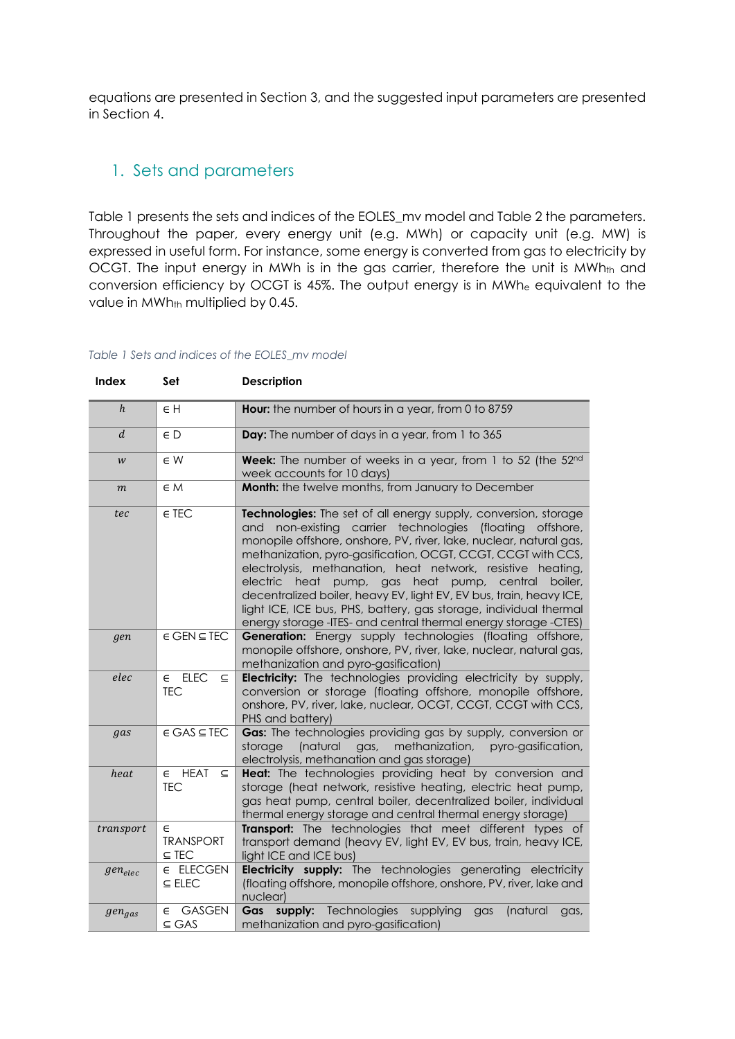equations are presented in Section 3, and the suggested input parameters are presented in Section 4.

## 1. Sets and parameters

Table 1 presents the sets and indices of the EOLES_mv model and Table 2 the parameters. Throughout the paper, every energy unit (e.g. MWh) or capacity unit (e.g. MW) is expressed in useful form. For instance, some energy is converted from gas to electricity by OCGT. The input energy in MWh is in the gas carrier, therefore the unit is $MWh_{th}$ and conversion efficiency by OCGT is 45%. The output energy is in $MWh_{e}$ equivalent to the value in $MWh_{th}$ multiplied by 0.45.

*Table 1 Sets and indices of the EOLES_mv model*

| Index | Set | Description |
|---|---|---|
| $h$ | $\in$ H | **Hour:** the number of hours in a year, from 0 to 8759 |
| $d$ | $\in$ D | **Day:** The number of days in a year, from 1 to 365 |
| $w$ | $\in$ W | **Week:** The number of weeks in a year, from 1 to 52 (the 52[nd] week accounts for 10 days) |
| $m$ | $\in$ M | **Month:** the twelve months, from January to December |
| $tec$ | $\in$ TEC | **Technologies:** The set of all energy supply, conversion, storage and non-existing carrier technologies (floating offshore, monopile offshore, onshore, PV, river, lake, nuclear, natural gas, methanization, pyro-gasification, OCGT, CCGT, CCGT with CCS, electrolysis, methanation, heat network, resistive heating, electric heat pump, gas heat pump, central boiler, decentralized boiler, heavy EV, light EV, EV bus, train, heavy ICE, light ICE, ICE bus, PHS, battery, gas storage, individual thermal energy storage -ITES- and central thermal energy storage -CTES) |
| $gen$ | $\in$ GEN $\subseteq$ TEC | **Generation:** Energy supply technologies (floating offshore, monopile offshore, onshore, PV, river, lake, nuclear, natural gas, methanization and pyro-gasification) |
| $elec$ | $\in$ ELEC $\subseteq$ TEC | **Electricity:** The technologies providing electricity by supply, conversion or storage (floating offshore, monopile offshore, onshore, PV, river, lake, nuclear, OCGT, CCGT, CCGT with CCS, PHS and battery) |
| $gas$ | $\in$ GAS $\subseteq$ TEC | **Gas:** The technologies providing gas by supply, conversion or storage (natural gas, methanization, pyro-gasification, electrolysis, methanation and gas storage) |
| $heat$ | $\in$ HEAT $\subseteq$ TEC | **Heat:** The technologies providing heat by conversion and storage (heat network, resistive heating, electric heat pump, gas heat pump, central boiler, decentralized boiler, individual thermal energy storage and central thermal energy storage) |
| $transport$ | $\in$ TRANSPORT $\subseteq$ TEC | **Transport:** The technologies that meet different types of transport demand (heavy EV, light EV, EV bus, train, heavy ICE, light ICE and ICE bus) |
| $gen_{elec}$ | $\in$ ELECGEN $\subseteq$ ELEC | **Electricity supply:** The technologies generating electricity (floating offshore, monopile offshore, onshore, PV, river, lake and nuclear) |
| $gen_{gas}$ | $\in$ GASGEN $\subseteq$ GAS | **Gas supply:** Technologies supplying gas (natural gas, methanization and pyro-gasification) |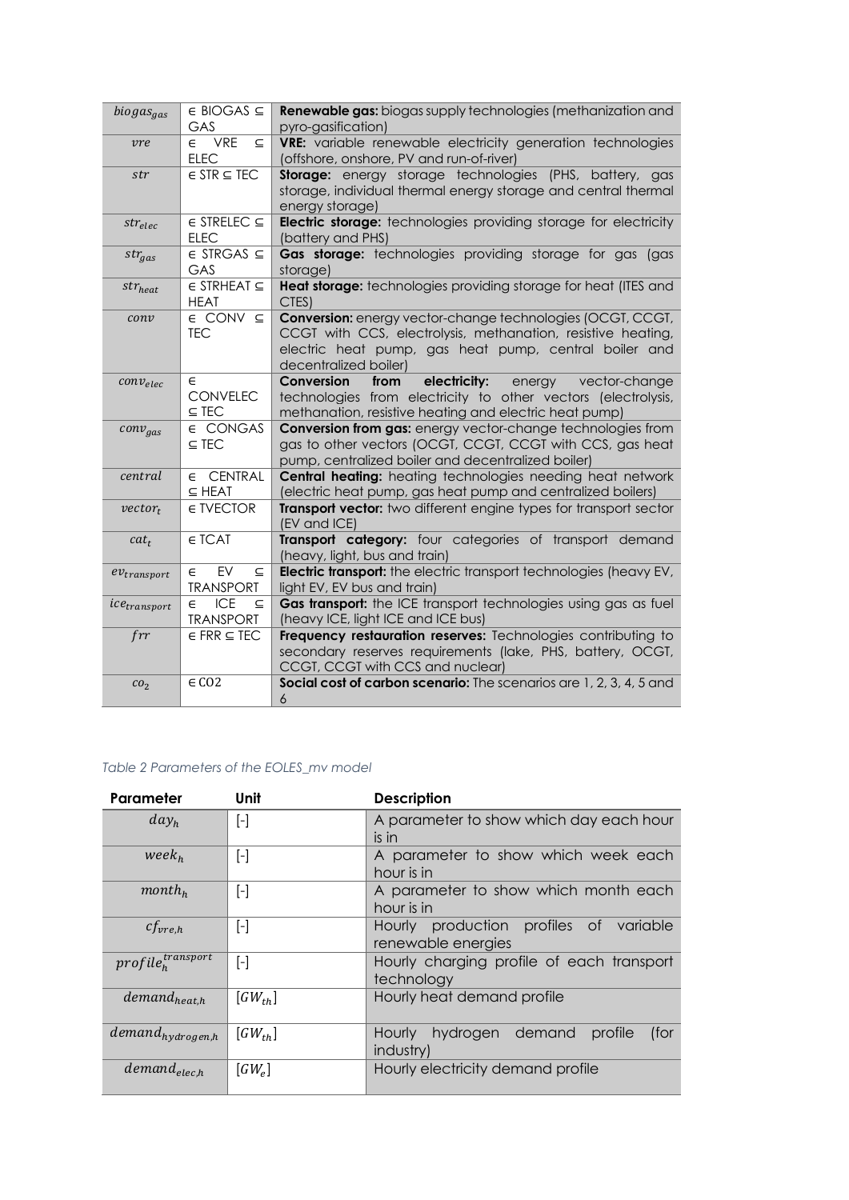| | | |
|---|---|---|
| $biogas_{gas}$ | $\in$ BIOGAS $\subseteq$ GAS | **Renewable gas:** biogas supply technologies (methanization and pyro-gasification) |
| $vre$ | $\in$ VRE $\subseteq$ ELEC | **VRE:** variable renewable electricity generation technologies (offshore, onshore, PV and run-of-river) |
| $str$ | $\in$ STR $\subseteq$ TEC | **Storage:** energy storage technologies (PHS, battery, gas storage, individual thermal energy storage and central thermal energy storage) |
| $str_{elec}$ | $\in$ STRELEC $\subseteq$ ELEC | **Electric storage:** technologies providing storage for electricity (battery and PHS) |
| $str_{gas}$ | $\in$ STRGAS $\subseteq$ GAS | **Gas storage:** technologies providing storage for gas (gas storage) |
| $str_{heat}$ | $\in$ STRHEAT $\subseteq$ HEAT | **Heat storage:** technologies providing storage for heat (ITES and CTES) |
| $conv$ | $\in$ CONV $\subseteq$ TEC | **Conversion:** energy vector-change technologies (OCGT, CCGT, CCGT with CCS, electrolysis, methanation, resistive heating, electric heat pump, gas heat pump, central boiler and decentralized boiler) |
| $conv_{elec}$ | $\in$ CONVELEC $\subseteq$ TEC | **Conversion from electricity:** energy vector-change technologies from electricity to other vectors (electrolysis, methanation, resistive heating and electric heat pump) |
| $conv_{gas}$ | $\in$ CONGAS $\subseteq$ TEC | **Conversion from gas:** energy vector-change technologies from gas to other vectors (OCGT, CCGT, CCGT with CCS, gas heat pump, centralized boiler and decentralized boiler) |
| $central$ | $\in$ CENTRAL $\subseteq$ HEAT | **Central heating:** heating technologies needing heat network (electric heat pump, gas heat pump and centralized boilers) |
| $vector_t$ | $\in$ TVECTOR | **Transport vector:** two different engine types for transport sector (EV and ICE) |
| $cat_t$ | $\in$ TCAT | **Transport category:** four categories of transport demand (heavy, light, bus and train) |
| $ev_{transport}$ | $\in$ EV $\subseteq$ TRANSPORT | **Electric transport:** the electric transport technologies (heavy EV, light EV, EV bus and train) |
| $ice_{transport}$ | $\in$ ICE $\subseteq$ TRANSPORT | **Gas transport:** the ICE transport technologies using gas as fuel (heavy ICE, light ICE and ICE bus) |
| $frr$ | $\in$ FRR $\subseteq$ TEC | **Frequency restauration reserves:** Technologies contributing to secondary reserves requirements (lake, PHS, battery, OCGT, CCGT, CCGT with CCS and nuclear) |
| $co_2$ | $\in$ CO2 | **Social cost of carbon scenario:** The scenarios are 1, 2, 3, 4, 5 and 6 |

*Table 2 Parameters of the EOLES_mv model*

| Parameter | Unit | Description |
|---|---|---|
| $day_h$ | [-] | A parameter to show which day each hour is in |
| $week_h$ | [-] | A parameter to show which week each hour is in |
| $month_h$ | [-] | A parameter to show which month each hour is in |
| $cf_{vre,h}$ | [-] | Hourly production profiles of variable renewable energies |
| $profile_h^{transport}$ | [-] | Hourly charging profile of each transport technology |
| $demand_{heat,h}$ | $[GW_{th}]$ | Hourly heat demand profile |
| $demand_{hydrogen,h}$ | $[GW_{th}]$ | Hourly hydrogen demand profile (for industry) |
| $demand_{elec,h}$ | $[GW_e]$ | Hourly electricity demand profile |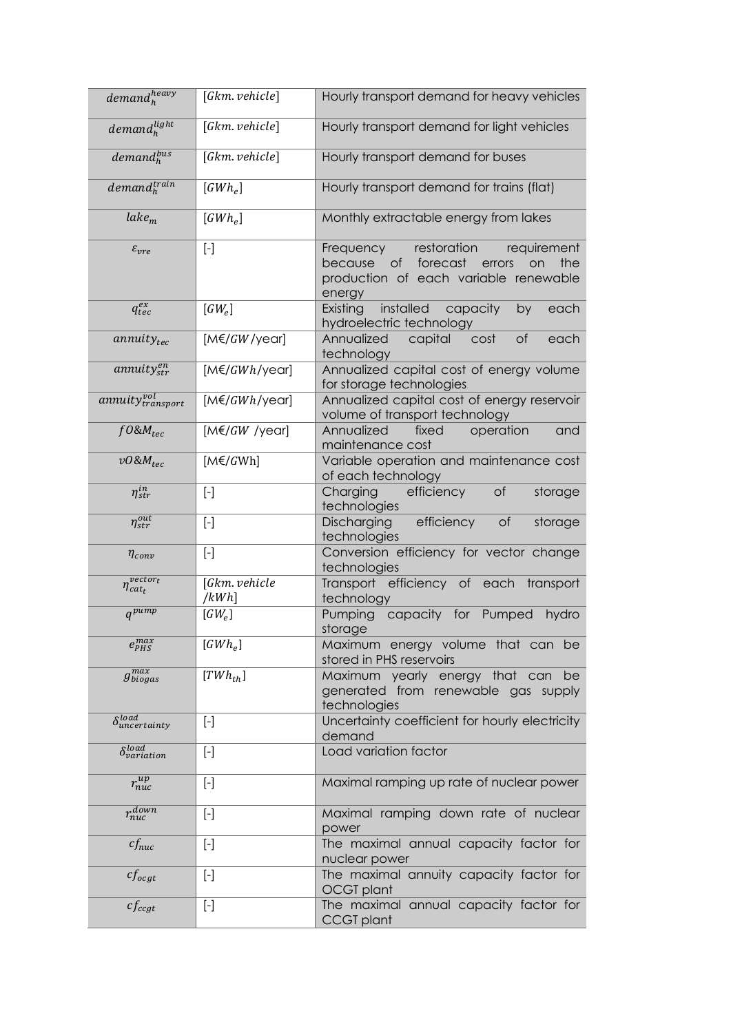| | | |
|---|---|---|
| $demand_h^{heavy}$ | $[Gkm.vehicle]$ | Hourly transport demand for heavy vehicles |
| $demand_h^{light}$ | $[Gkm.vehicle]$ | Hourly transport demand for light vehicles |
| $demand_h^{bus}$ | $[Gkm.vehicle]$ | Hourly transport demand for buses |
| $demand_h^{train}$ | $[GWh_e]$ | Hourly transport demand for trains (flat) |
| $lake_m$ | $[GWh_e]$ | Monthly extractable energy from lakes |
| $\varepsilon_{vre}$ | [-] | Frequency restoration requirement because of forecast errors on the production of each variable renewable energy |
| $q_{tec}^{ex}$ | $[GW_e]$ | Existing installed capacity by each hydroelectric technology |
| $annuity_{tec}$ | [M€/$GW$/year] | Annualized capital cost of each technology |
| $annuity_{str}^{en}$ | [M€/$GWh$/year] | Annualized capital cost of energy volume for storage technologies |
| $annuity_{transport}^{vol}$ | [M€/$GWh$/year] | Annualized capital cost of energy reservoir volume of transport technology |
| $fO\&M_{tec}$ | [M€/$GW$ /year] | Annualized fixed operation and maintenance cost |
| $vO\&M_{tec}$ | [M€/$GW$h] | Variable operation and maintenance cost of each technology |
| $\eta_{str}^{in}$ | [-] | Charging efficiency of storage technologies |
| $\eta_{str}^{out}$ | [-] | Discharging efficiency of storage technologies |
| $\eta_{conv}$ | [-] | Conversion efficiency for vector change technologies |
| $\eta_{cat_t}^{vector_t}$ | $[Gkm.vehicle$ $/kWh]$ | Transport efficiency of each transport technology |
| $q^{pump}$ | $[GW_e]$ | Pumping capacity for Pumped hydro storage |
| $e_{PHS}^{max}$ | $[GWh_e]$ | Maximum energy volume that can be stored in PHS reservoirs |
| $g_{biogas}^{max}$ | $[TWh_{th}]$ | Maximum yearly energy that can be generated from renewable gas supply technologies |
| $\delta_{uncertainty}^{load}$ | [-] | Uncertainty coefficient for hourly electricity demand |
| $\delta_{variation}^{load}$ | [-] | Load variation factor |
| $r_{nuc}^{up}$ | [-] | Maximal ramping up rate of nuclear power |
| $r_{nuc}^{down}$ | [-] | Maximal ramping down rate of nuclear power |
| $cf_{nuc}$ | [-] | The maximal annual capacity factor for nuclear power |
| $cf_{ocgt}$ | [-] | The maximal annuity capacity factor for OCGT plant |
| $cf_{ccgt}$ | [-] | The maximal annual capacity factor for CCGT plant |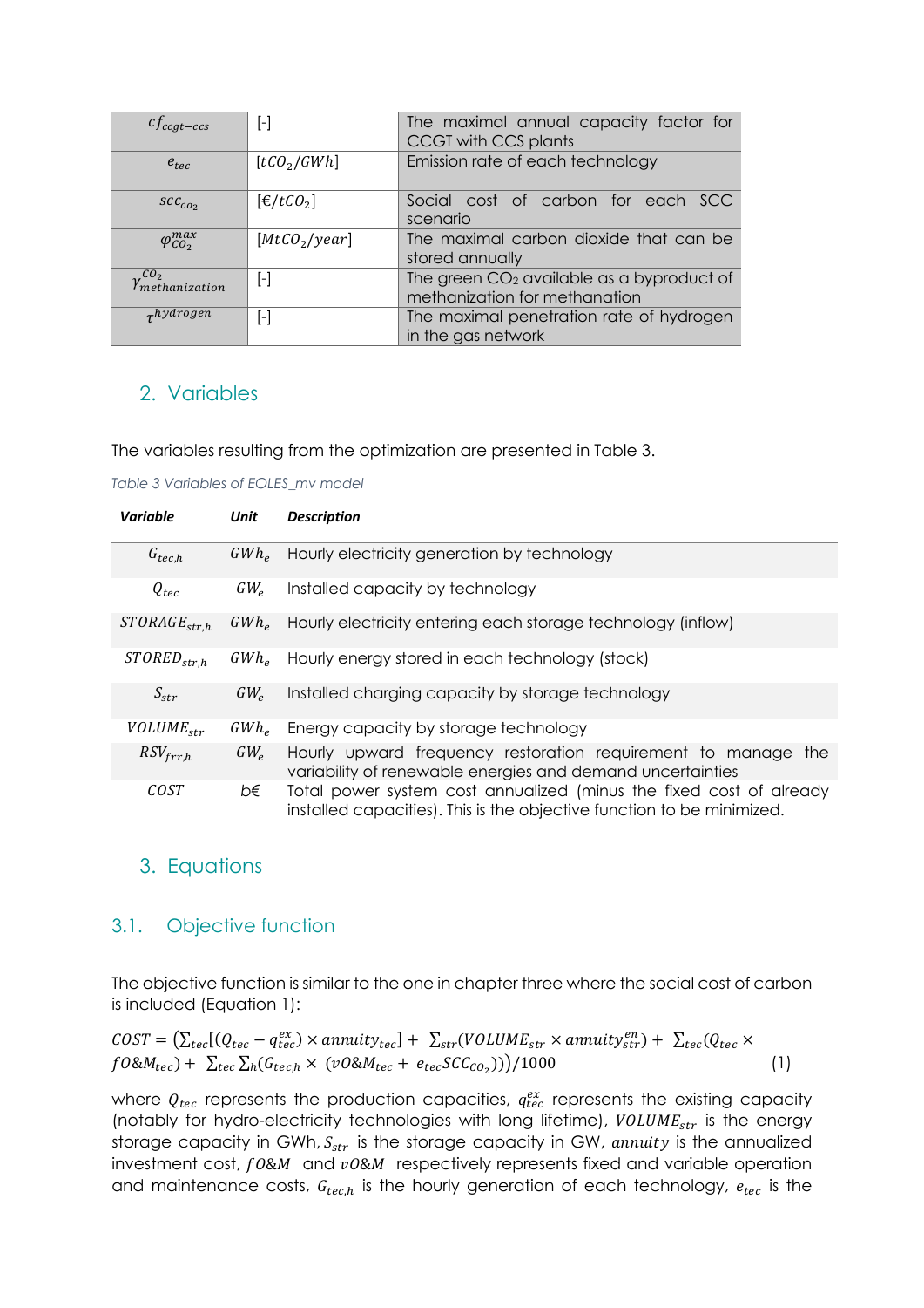| | | |
|---|---|---|
| $cf_{ccgt-ccs}$ | [-] | The maximal annual capacity factor for CCGT with CCS plants |
| $e_{tec}$ | $[tCO_2/GWh]$ | Emission rate of each technology |
| $scc_{co_2}$ | $[€/tCO_2]$ | Social cost of carbon for each SCC scenario |
| $\varphi_{CO_2}^{max}$ | $[MtCO_2/year]$ | The maximal carbon dioxide that can be stored annually |
| $\gamma_{methanization}^{CO_2}$ | [-] | The green $CO_2$ available as a byproduct of methanization for methanation |
| $\tau^{hydrogen}$ | [-] | The maximal penetration rate of hydrogen in the gas network |

## 2. Variables

The variables resulting from the optimization are presented in Table 3.

*Table 3 Variables of EOLES_mv model*

| Variable | Unit | Description |
|---|---|---|
| $G_{tec,h}$ | $GWh_e$ | Hourly electricity generation by technology |
| $Q_{tec}$ | $GW_e$ | Installed capacity by technology |
| $STORAGE_{str,h}$ | $GWh_e$ | Hourly electricity entering each storage technology (inflow) |
| $STORED_{str,h}$ | $GWh_e$ | Hourly energy stored in each technology (stock) |
| $S_{str}$ | $GW_e$ | Installed charging capacity by storage technology |
| $VOLUME_{str}$ | $GWh_e$ | Energy capacity by storage technology |
| $RSV_{frr,h}$ | $GW_e$ | Hourly upward frequency restoration requirement to manage the variability of renewable energies and demand uncertainties |
| $COST$ | b€ | Total power system cost annualized (minus the fixed cost of already installed capacities). This is the objective function to be minimized. |

## 3. Equations

### 3.1. Objective function

The objective function is similar to the one in chapter three where the social cost of carbon is included (Equation 1):

$$COST = \left(\sum_{tec}[(Q_{tec} - q_{tec}^{ex}) \times annuity_{tec}] + \sum_{str}(VOLUME_{str} \times annuity_{str}^{en}) + \sum_{tec}(Q_{tec} \times fO\&M_{tec}) + \sum_{tec}\sum_{h}(G_{tec,h} \times (vO\&M_{tec} + e_{tec}SCC_{CO_2}))\right)/1000 \quad (1)$$

where $Q_{tec}$ represents the production capacities, $q_{tec}^{ex}$ represents the existing capacity (notably for hydro-electricity technologies with long lifetime), $VOLUME_{str}$ is the energy storage capacity in GWh, $S_{str}$ is the storage capacity in GW, $annuity$ is the annualized investment cost, $fO\&M$ and $vO\&M$ respectively represents fixed and variable operation and maintenance costs, $G_{tec,h}$ is the hourly generation of each technology, $e_{tec}$ is the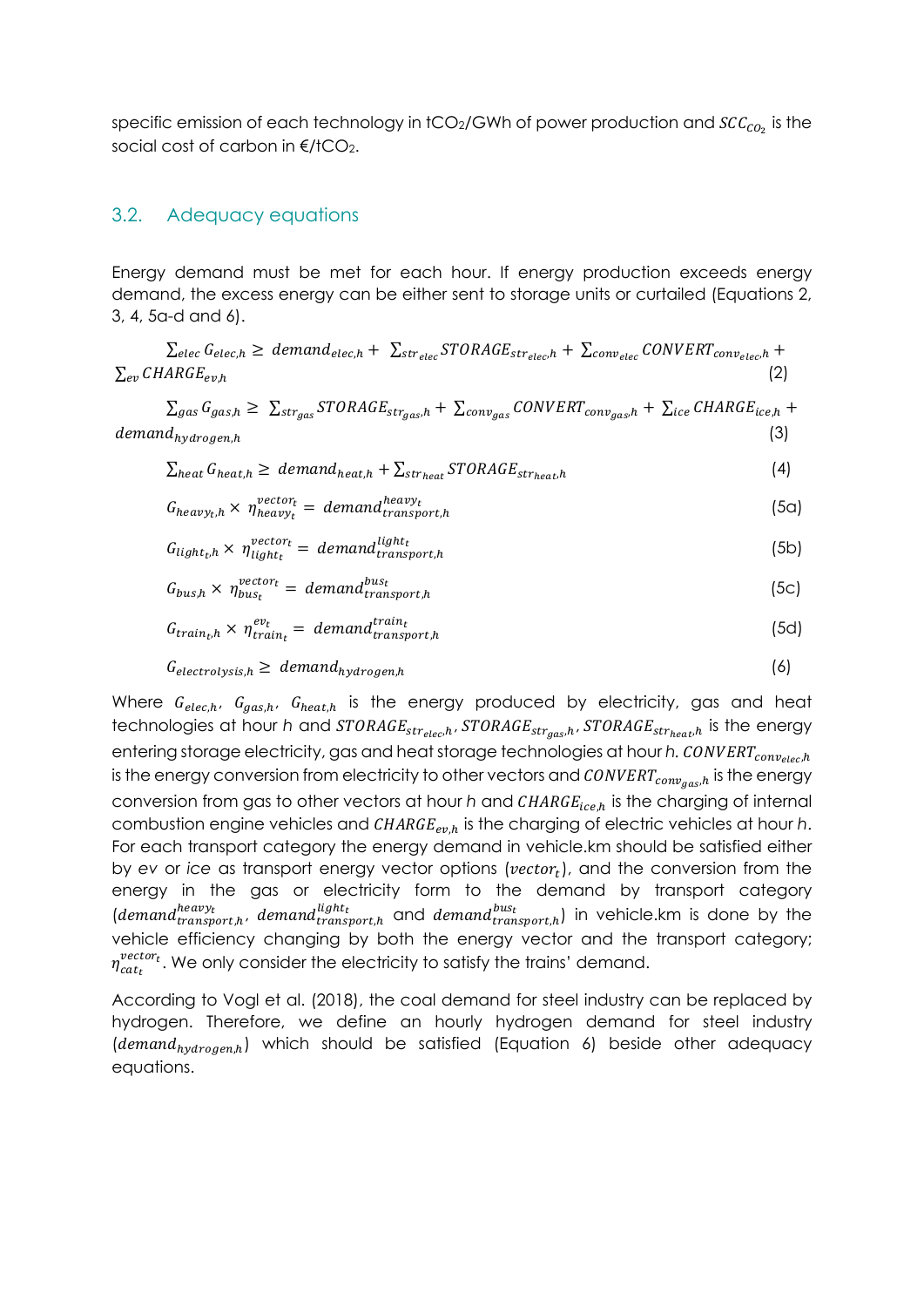specific emission of each technology in $tCO_2$/GWh of power production and $SCC_{CO_2}$ is the social cost of carbon in €/$tCO_2$.

## 3.2. Adequacy equations

Energy demand must be met for each hour. If energy production exceeds energy demand, the excess energy can be either sent to storage units or curtailed (Equations 2, 3, 4, 5a-d and 6).

$$\sum_{elec} G_{elec,h} \geq demand_{elec,h} + \sum_{str_{elec}} STORAGE_{str_{elec},h} + \sum_{conv_{elec}} CONVERT_{conv_{elec},h} + \sum_{ev} CHARGE_{ev,h} \quad (2)$$

$$\sum_{gas} G_{gas,h} \geq \sum_{str_{gas}} STORAGE_{str_{gas},h} + \sum_{conv_{gas}} CONVERT_{conv_{gas},h} + \sum_{ice} CHARGE_{ice,h} + demand_{hydrogen,h} \quad (3)$$

$$\sum_{heat} G_{heat,h} \geq demand_{heat,h} + \sum_{str_{heat}} STORAGE_{str_{heat},h} \quad (4)$$

$$G_{heavy_t,h} \times \eta_{heavy_t}^{vector_t} = demand_{transport,h}^{heavy_t} \quad (5a)$$

$$G_{light_t,h} \times \eta_{light_t}^{vector_t} = demand_{transport,h}^{light_t} \quad (5b)$$

$$G_{bus,h} \times \eta_{bus_t}^{vector_t} = demand_{transport,h}^{bus_t} \quad (5c)$$

$$G_{train_t,h} \times \eta_{train_t}^{ev_t} = demand_{transport,h}^{train_t} \quad (5d)$$

$$G_{electrolysis,h} \geq demand_{hydrogen,h} \quad (6)$$

Where $G_{elec,h}$, $G_{gas,h}$, $G_{heat,h}$ is the energy produced by electricity, gas and heat technologies at hour *h* and $STORAGE_{str_{elec},h}$, $STORAGE_{str_{gas},h}$, $STORAGE_{str_{heat},h}$ is the energy entering storage electricity, gas and heat storage technologies at hour *h*. $CONVERT_{conv_{elec},h}$ is the energy conversion from electricity to other vectors and $CONVERT_{conv_{gas},h}$ is the energy conversion from gas to other vectors at hour *h* and $CHARGE_{ice,h}$ is the charging of internal combustion engine vehicles and $CHARGE_{ev,h}$ is the charging of electric vehicles at hour *h*. For each transport category the energy demand in vehicle.km should be satisfied either by *ev* or *ice* as transport energy vector options ($vector_t$), and the conversion from the energy in the gas or electricity form to the demand by transport category ($demand_{transport,h}^{heavy_t}$, $demand_{transport,h}^{light_t}$ and $demand_{transport,h}^{bus_t}$) in vehicle.km is done by the vehicle efficiency changing by both the energy vector and the transport category; $\eta_{cat_t}^{vector_t}$. We only consider the electricity to satisfy the trains' demand.

According to Vogl et al. (2018), the coal demand for steel industry can be replaced by hydrogen. Therefore, we define an hourly hydrogen demand for steel industry ($demand_{hydrogen,h}$) which should be satisfied (Equation 6) beside other adequacy equations.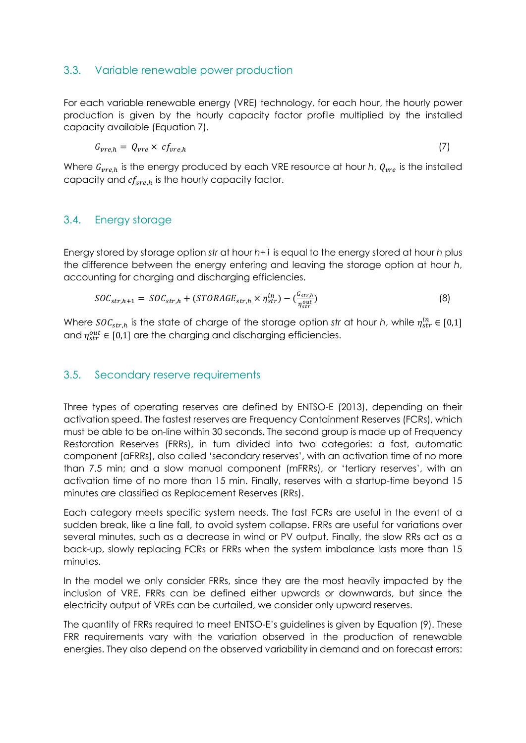## 3.3. Variable renewable power production

For each variable renewable energy (VRE) technology, for each hour, the hourly power production is given by the hourly capacity factor profile multiplied by the installed capacity available (Equation 7).

$$G_{vre,h} = Q_{vre} \times cf_{vre,h} \tag{7}$$

Where $G_{vre,h}$ is the energy produced by each VRE resource at hour $h$, $Q_{vre}$ is the installed capacity and $cf_{vre,h}$ is the hourly capacity factor.

## 3.4. Energy storage

Energy stored by storage option *str* at hour *h+1* is equal to the energy stored at hour *h* plus the difference between the energy entering and leaving the storage option at hour *h*, accounting for charging and discharging efficiencies.

$$SOC_{str,h+1} = SOC_{str,h} + (STORAGE_{str,h} \times \eta_{str}^{in}) - \left(\frac{G_{str,h}}{\eta_{str}^{out}}\right) \tag{8}$$

Where $SOC_{str,h}$ is the state of charge of the storage option *str* at hour *h*, while $\eta_{str}^{in} \in [0,1]$ and $\eta_{str}^{out} \in [0,1]$ are the charging and discharging efficiencies.

## 3.5. Secondary reserve requirements

Three types of operating reserves are defined by ENTSO-E (2013), depending on their activation speed. The fastest reserves are Frequency Containment Reserves (FCRs), which must be able to be on-line within 30 seconds. The second group is made up of Frequency Restoration Reserves (FRRs), in turn divided into two categories: a fast, automatic component (aFRRs), also called 'secondary reserves', with an activation time of no more than 7.5 min; and a slow manual component (mFRRs), or 'tertiary reserves', with an activation time of no more than 15 min. Finally, reserves with a startup-time beyond 15 minutes are classified as Replacement Reserves (RRs).

Each category meets specific system needs. The fast FCRs are useful in the event of a sudden break, like a line fall, to avoid system collapse. FRRs are useful for variations over several minutes, such as a decrease in wind or PV output. Finally, the slow RRs act as a back-up, slowly replacing FCRs or FRRs when the system imbalance lasts more than 15 minutes.

In the model we only consider FRRs, since they are the most heavily impacted by the inclusion of VRE. FRRs can be defined either upwards or downwards, but since the electricity output of VREs can be curtailed, we consider only upward reserves.

The quantity of FRRs required to meet ENTSO-E's guidelines is given by Equation (9). These FRR requirements vary with the variation observed in the production of renewable energies. They also depend on the observed variability in demand and on forecast errors: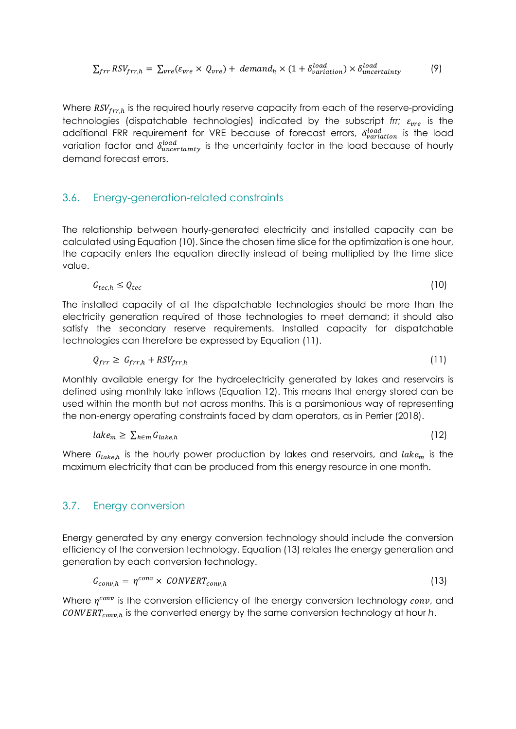$$\sum_{frr} RSV_{frr,h} = \sum_{vre}(\varepsilon_{vre} \times Q_{vre}) + demand_h \times (1 + \delta^{load}_{variation}) \times \delta^{load}_{uncertainty} \tag{9}$$

Where $RSV_{frr,h}$ is the required hourly reserve capacity from each of the reserve-providing technologies (dispatchable technologies) indicated by the subscript *frr;* $\varepsilon_{vre}$ is the additional FRR requirement for VRE because of forecast errors, $\delta^{load}_{variation}$ is the load variation factor and $\delta^{load}_{uncertainty}$ is the uncertainty factor in the load because of hourly demand forecast errors.

## 3.6. Energy-generation-related constraints

The relationship between hourly-generated electricity and installed capacity can be calculated using Equation (10). Since the chosen time slice for the optimization is one hour, the capacity enters the equation directly instead of being multiplied by the time slice value.

$$G_{tec,h} \leq Q_{tec} \tag{10}$$

The installed capacity of all the dispatchable technologies should be more than the electricity generation required of those technologies to meet demand; it should also satisfy the secondary reserve requirements. Installed capacity for dispatchable technologies can therefore be expressed by Equation (11).

$$Q_{frr} \geq G_{frr,h} + RSV_{frr,h} \tag{11}$$

Monthly available energy for the hydroelectricity generated by lakes and reservoirs is defined using monthly lake inflows (Equation 12). This means that energy stored can be used within the month but not across months. This is a parsimonious way of representing the non-energy operating constraints faced by dam operators, as in Perrier (2018).

$$lake_m \geq \sum_{h \in m} G_{lake,h} \tag{12}$$

Where $G_{lake,h}$ is the hourly power production by lakes and reservoirs, and $lake_m$ is the maximum electricity that can be produced from this energy resource in one month.

## 3.7. Energy conversion

Energy generated by any energy conversion technology should include the conversion efficiency of the conversion technology. Equation (13) relates the energy generation and generation by each conversion technology.

$$G_{conv,h} = \eta^{conv} \times CONVERT_{conv,h} \tag{13}$$

Where $\eta^{conv}$ is the conversion efficiency of the energy conversion technology $conv$, and $CONVERT_{conv,h}$ is the converted energy by the same conversion technology at hour $h$.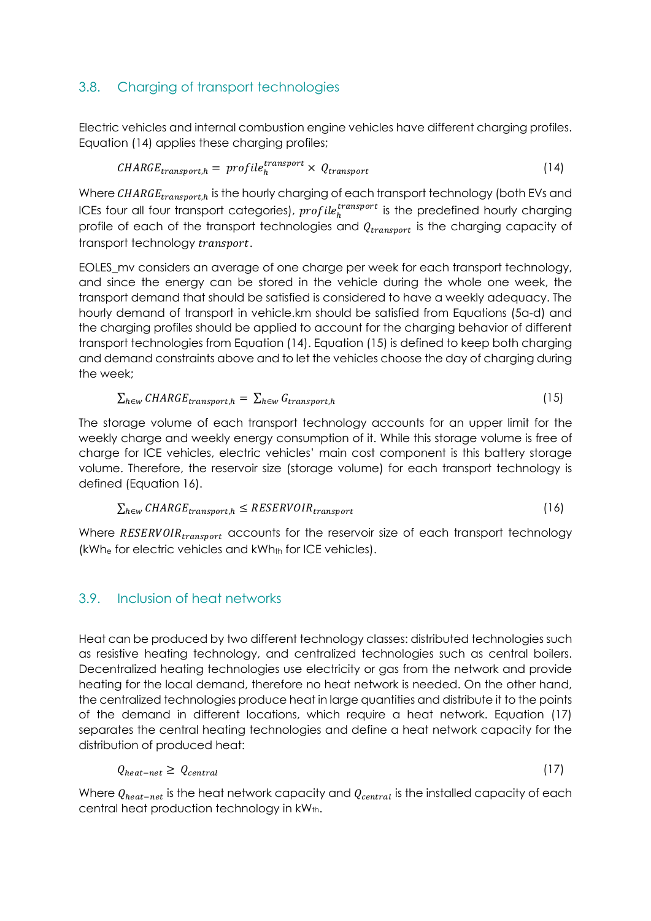## 3.8. Charging of transport technologies

Electric vehicles and internal combustion engine vehicles have different charging profiles. Equation (14) applies these charging profiles;

$$CHARGE_{transport,h} = profile_h^{transport} \times Q_{transport} \tag{14}$$

Where $CHARGE_{transport,h}$ is the hourly charging of each transport technology (both EVs and ICEs four all four transport categories), $profile_h^{transport}$ is the predefined hourly charging profile of each of the transport technologies and $Q_{transport}$ is the charging capacity of transport technology $transport$.

EOLES_mv considers an average of one charge per week for each transport technology, and since the energy can be stored in the vehicle during the whole one week, the transport demand that should be satisfied is considered to have a weekly adequacy. The hourly demand of transport in vehicle.km should be satisfied from Equations (5a-d) and the charging profiles should be applied to account for the charging behavior of different transport technologies from Equation (14). Equation (15) is defined to keep both charging and demand constraints above and to let the vehicles choose the day of charging during the week;

$$\sum_{h \in w} CHARGE_{transport,h} = \sum_{h \in w} G_{transport,h} \tag{15}$$

The storage volume of each transport technology accounts for an upper limit for the weekly charge and weekly energy consumption of it. While this storage volume is free of charge for ICE vehicles, electric vehicles' main cost component is this battery storage volume. Therefore, the reservoir size (storage volume) for each transport technology is defined (Equation 16).

$$\sum_{h \in w} CHARGE_{transport,h} \leq RESERVOIR_{transport} \tag{16}$$

Where $RESERVOIR_{transport}$ accounts for the reservoir size of each transport technology ($kWh_e$ for electric vehicles and $kWh_{th}$ for ICE vehicles).

## 3.9. Inclusion of heat networks

Heat can be produced by two different technology classes: distributed technologies such as resistive heating technology, and centralized technologies such as central boilers. Decentralized heating technologies use electricity or gas from the network and provide heating for the local demand, therefore no heat network is needed. On the other hand, the centralized technologies produce heat in large quantities and distribute it to the points of the demand in different locations, which require a heat network. Equation (17) separates the central heating technologies and define a heat network capacity for the distribution of produced heat:

$$Q_{heat-net} \geq Q_{central} \tag{17}$$

Where $Q_{heat-net}$ is the heat network capacity and $Q_{central}$ is the installed capacity of each central heat production technology in $kW_{th}$.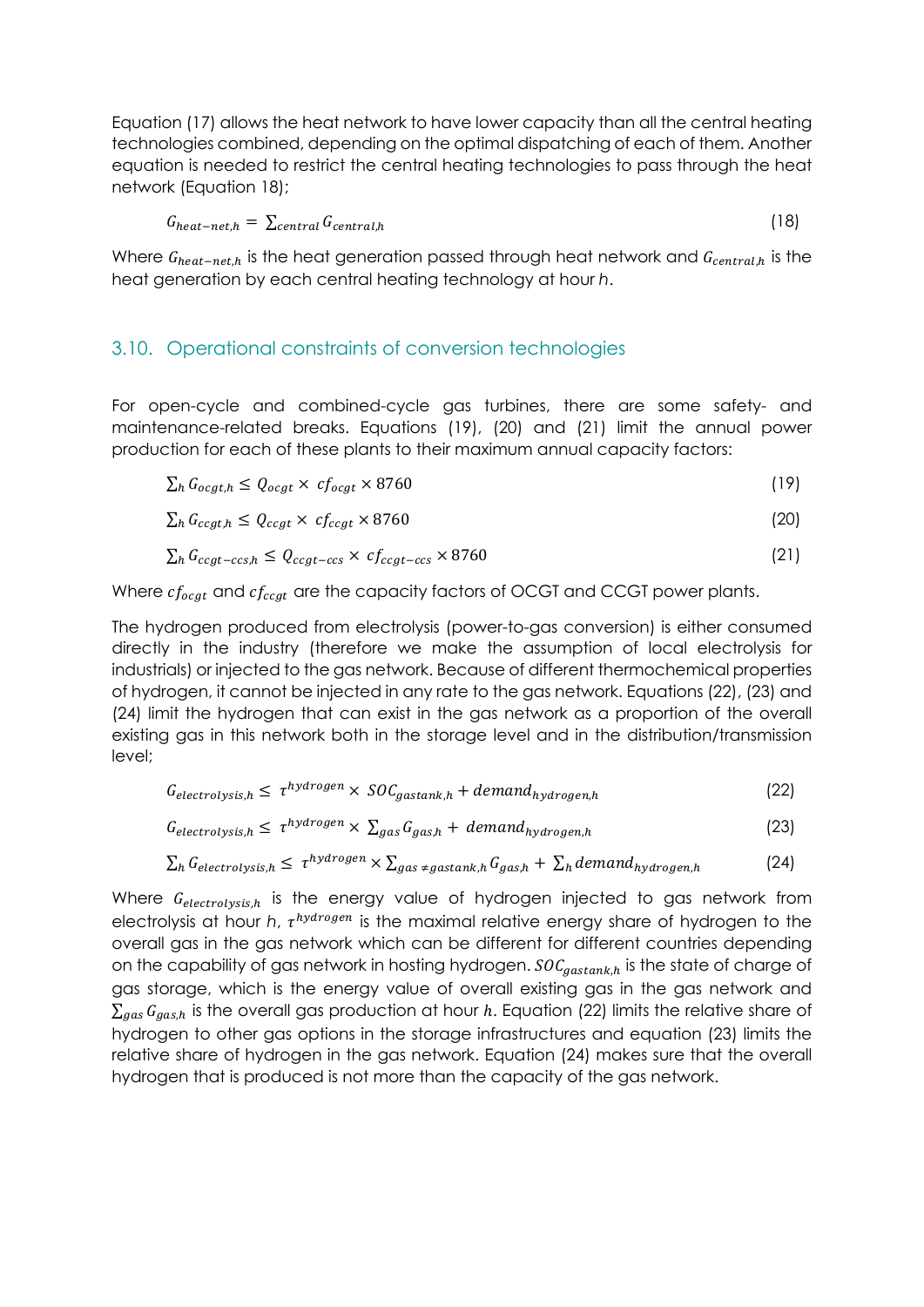Equation (17) allows the heat network to have lower capacity than all the central heating technologies combined, depending on the optimal dispatching of each of them. Another equation is needed to restrict the central heating technologies to pass through the heat network (Equation 18);

$$G_{heat-net,h} = \sum_{central} G_{central,h} \tag{18}$$

Where $G_{heat-net,h}$ is the heat generation passed through heat network and $G_{central,h}$ is the heat generation by each central heating technology at hour $h$.

## 3.10. Operational constraints of conversion technologies

For open-cycle and combined-cycle gas turbines, there are some safety- and maintenance-related breaks. Equations (19), (20) and (21) limit the annual power production for each of these plants to their maximum annual capacity factors:

$$\sum_h G_{ocgt,h} \leq Q_{ocgt} \times cf_{ocgt} \times 8760 \tag{19}$$

$$\sum_h G_{ccgt,h} \leq Q_{ccgt} \times cf_{ccgt} \times 8760 \tag{20}$$

$$\sum_h G_{ccgt-ccs,h} \leq Q_{ccgt-ccs} \times cf_{ccgt-ccs} \times 8760 \tag{21}$$

Where $cf_{ocgt}$ and $cf_{ccgt}$ are the capacity factors of OCGT and CCGT power plants.

The hydrogen produced from electrolysis (power-to-gas conversion) is either consumed directly in the industry (therefore we make the assumption of local electrolysis for industrials) or injected to the gas network. Because of different thermochemical properties of hydrogen, it cannot be injected in any rate to the gas network. Equations (22), (23) and (24) limit the hydrogen that can exist in the gas network as a proportion of the overall existing gas in this network both in the storage level and in the distribution/transmission level;

$$G_{electrolysis,h} \leq \tau^{hydrogen} \times SOC_{gastank,h} + demand_{hydrogen,h} \tag{22}$$

$$G_{electrolysis,h} \leq \tau^{hydrogen} \times \sum_{gas} G_{gas,h} + demand_{hydrogen,h} \tag{23}$$

$$\sum_h G_{electrolysis,h} \leq \tau^{hydrogen} \times \sum_{gas \neq gastank,h} G_{gas,h} + \sum_h demand_{hydrogen,h} \tag{24}$$

Where $G_{electrolysis,h}$ is the energy value of hydrogen injected to gas network from electrolysis at hour $h$, $\tau^{hydrogen}$ is the maximal relative energy share of hydrogen to the overall gas in the gas network which can be different for different countries depending on the capability of gas network in hosting hydrogen. $SOC_{gastank,h}$ is the state of charge of gas storage, which is the energy value of overall existing gas in the gas network and $\sum_{gas} G_{gas,h}$ is the overall gas production at hour $h$. Equation (22) limits the relative share of hydrogen to other gas options in the storage infrastructures and equation (23) limits the relative share of hydrogen in the gas network. Equation (24) makes sure that the overall hydrogen that is produced is not more than the capacity of the gas network.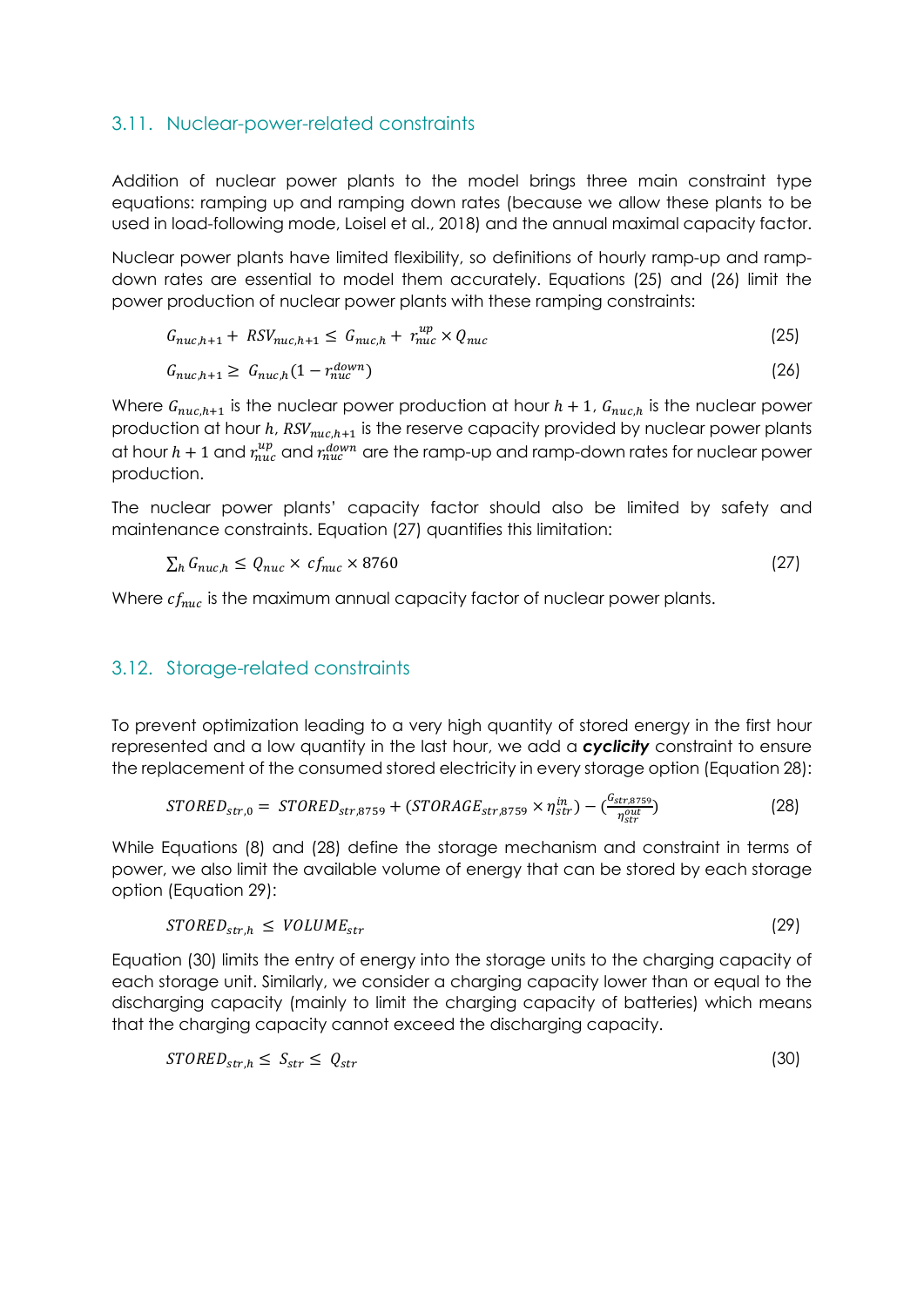## 3.11. Nuclear-power-related constraints

Addition of nuclear power plants to the model brings three main constraint type equations: ramping up and ramping down rates (because we allow these plants to be used in load-following mode, Loisel et al., 2018) and the annual maximal capacity factor.

Nuclear power plants have limited flexibility, so definitions of hourly ramp-up and ramp-down rates are essential to model them accurately. Equations (25) and (26) limit the power production of nuclear power plants with these ramping constraints:

$$G_{nuc,h+1} + RSV_{nuc,h+1} \leq G_{nuc,h} + r_{nuc}^{up} \times Q_{nuc} \tag{25}$$

$$G_{nuc,h+1} \geq G_{nuc,h}(1 - r_{nuc}^{down}) \tag{26}$$

Where $G_{nuc,h+1}$ is the nuclear power production at hour $h+1$, $G_{nuc,h}$ is the nuclear power production at hour $h$, $RSV_{nuc,h+1}$ is the reserve capacity provided by nuclear power plants at hour $h+1$ and $r_{nuc}^{up}$ and $r_{nuc}^{down}$ are the ramp-up and ramp-down rates for nuclear power production.

The nuclear power plants' capacity factor should also be limited by safety and maintenance constraints. Equation (27) quantifies this limitation:

$$\sum_h G_{nuc,h} \leq Q_{nuc} \times cf_{nuc} \times 8760 \tag{27}$$

Where $cf_{nuc}$ is the maximum annual capacity factor of nuclear power plants.

## 3.12. Storage-related constraints

To prevent optimization leading to a very high quantity of stored energy in the first hour represented and a low quantity in the last hour, we add a ***cyclicity*** constraint to ensure the replacement of the consumed stored electricity in every storage option (Equation 28):

$$STORED_{str,0} = STORED_{str,8759} + (STORAGE_{str,8759} \times \eta_{str}^{in}) - \left(\frac{G_{str,8759}}{\eta_{str}^{out}}\right) \tag{28}$$

While Equations (8) and (28) define the storage mechanism and constraint in terms of power, we also limit the available volume of energy that can be stored by each storage option (Equation 29):

$$STORED_{str,h} \leq VOLUME_{str} \tag{29}$$

Equation (30) limits the entry of energy into the storage units to the charging capacity of each storage unit. Similarly, we consider a charging capacity lower than or equal to the discharging capacity (mainly to limit the charging capacity of batteries) which means that the charging capacity cannot exceed the discharging capacity.

$$STORED_{str,h} \leq S_{str} \leq Q_{str} \tag{30}$$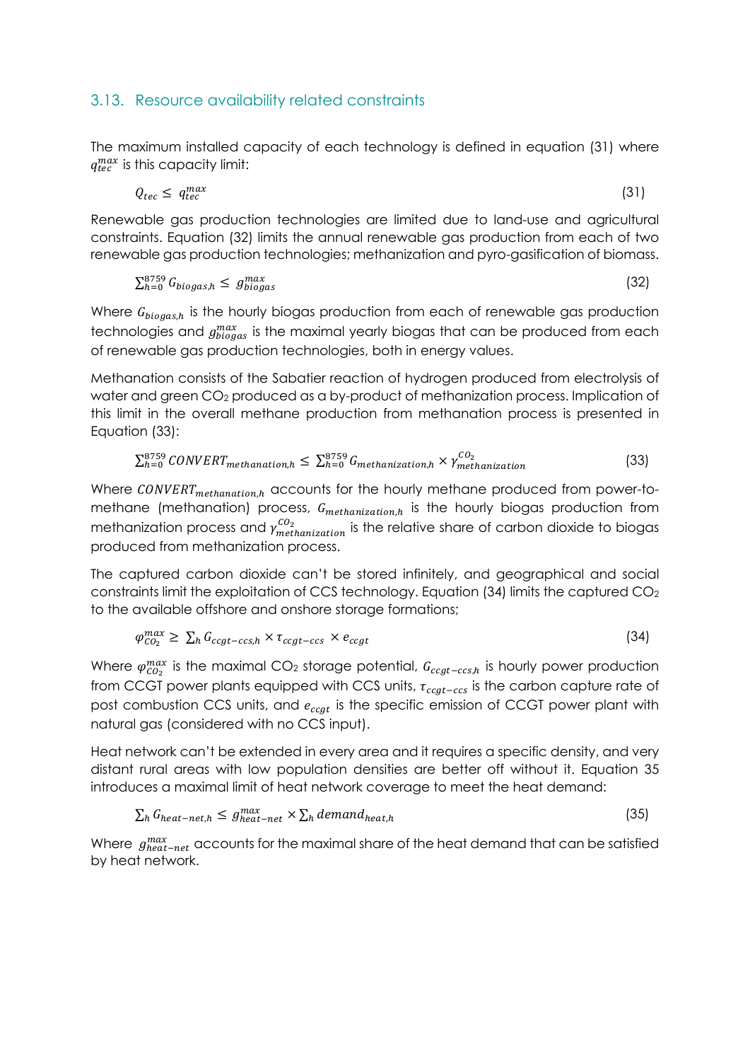## 3.13. Resource availability related constraints

The maximum installed capacity of each technology is defined in equation (31) where $q_{tec}^{max}$ is this capacity limit:

$$Q_{tec} \leq q_{tec}^{max} \tag{31}$$

Renewable gas production technologies are limited due to land-use and agricultural constraints. Equation (32) limits the annual renewable gas production from each of two renewable gas production technologies; methanization and pyro-gasification of biomass.

$$\sum_{h=0}^{8759} G_{biogas,h} \leq g_{biogas}^{max} \tag{32}$$

Where $G_{biogas,h}$ is the hourly biogas production from each of renewable gas production technologies and $g_{biogas}^{max}$ is the maximal yearly biogas that can be produced from each of renewable gas production technologies, both in energy values.

Methanation consists of the Sabatier reaction of hydrogen produced from electrolysis of water and green $CO_2$ produced as a by-product of methanization process. Implication of this limit in the overall methane production from methanation process is presented in Equation (33):

$$\sum_{h=0}^{8759} CONVERT_{methanation,h} \leq \sum_{h=0}^{8759} G_{methanization,h} \times \gamma_{methanization}^{CO_2} \tag{33}$$

Where $CONVERT_{methanation,h}$ accounts for the hourly methane produced from power-to-methane (methanation) process, $G_{methanization,h}$ is the hourly biogas production from methanization process and $\gamma_{methanization}^{CO_2}$ is the relative share of carbon dioxide to biogas produced from methanization process.

The captured carbon dioxide can't be stored infinitely, and geographical and social constraints limit the exploitation of CCS technology. Equation (34) limits the captured $CO_2$ to the available offshore and onshore storage formations;

$$\varphi_{CO_2}^{max} \geq \sum_h G_{ccgt-ccs,h} \times \tau_{ccgt-ccs} \times e_{ccgt} \tag{34}$$

Where $\varphi_{CO_2}^{max}$ is the maximal $CO_2$ storage potential, $G_{ccgt-ccs,h}$ is hourly power production from CCGT power plants equipped with CCS units, $\tau_{ccgt-ccs}$ is the carbon capture rate of post combustion CCS units, and $e_{ccgt}$ is the specific emission of CCGT power plant with natural gas (considered with no CCS input).

Heat network can't be extended in every area and it requires a specific density, and very distant rural areas with low population densities are better off without it. Equation 35 introduces a maximal limit of heat network coverage to meet the heat demand:

$$\sum_h G_{heat-net,h} \leq g_{heat-net}^{max} \times \sum_h demand_{heat,h} \tag{35}$$

Where $g_{heat-net}^{max}$ accounts for the maximal share of the heat demand that can be satisfied by heat network.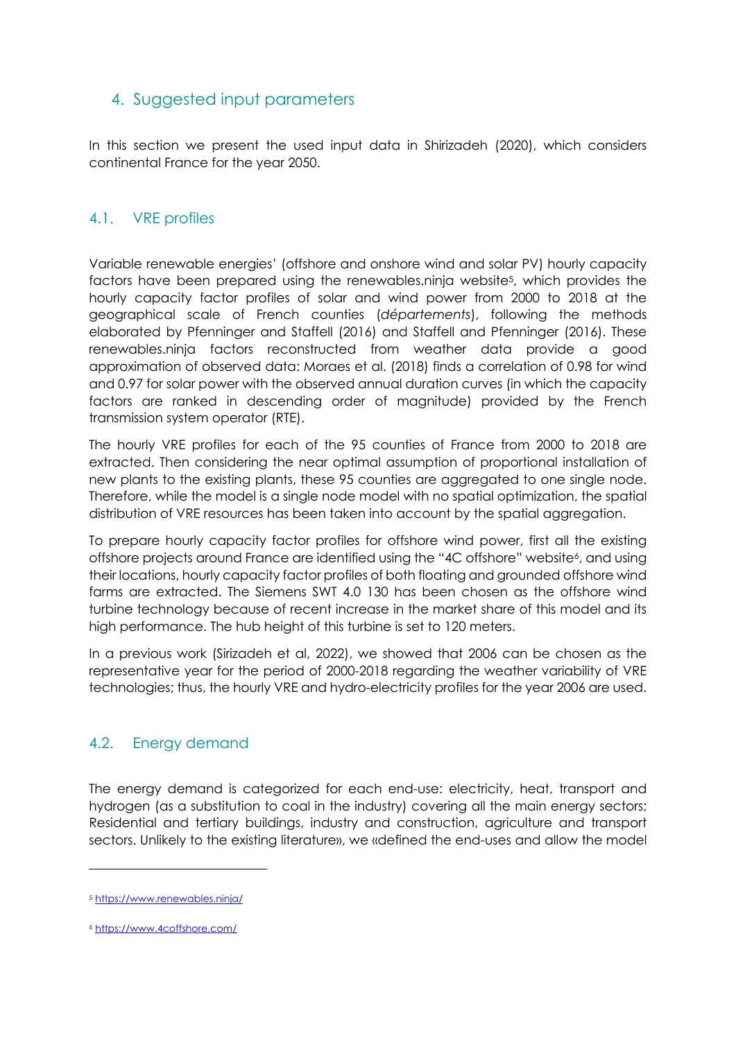## 4. Suggested input parameters

In this section we present the used input data in Shirizadeh (2020), which considers continental France for the year 2050.

### 4.1. VRE profiles

Variable renewable energies' (offshore and onshore wind and solar PV) hourly capacity factors have been prepared using the renewables.ninja website[5], which provides the hourly capacity factor profiles of solar and wind power from 2000 to 2018 at the geographical scale of French counties (*départements*), following the methods elaborated by Pfenninger and Staffell (2016) and Staffell and Pfenninger (2016). These renewables.ninja factors reconstructed from weather data provide a good approximation of observed data: Moraes et al. (2018) finds a correlation of 0.98 for wind and 0.97 for solar power with the observed annual duration curves (in which the capacity factors are ranked in descending order of magnitude) provided by the French transmission system operator (RTE).

The hourly VRE profiles for each of the 95 counties of France from 2000 to 2018 are extracted. Then considering the near optimal assumption of proportional installation of new plants to the existing plants, these 95 counties are aggregated to one single node. Therefore, while the model is a single node model with no spatial optimization, the spatial distribution of VRE resources has been taken into account by the spatial aggregation.

To prepare hourly capacity factor profiles for offshore wind power, first all the existing offshore projects around France are identified using the "4C offshore" website[6], and using their locations, hourly capacity factor profiles of both floating and grounded offshore wind farms are extracted. The Siemens SWT 4.0 130 has been chosen as the offshore wind turbine technology because of recent increase in the market share of this model and its high performance. The hub height of this turbine is set to 120 meters.

In a previous work (Sirizadeh et al, 2022), we showed that 2006 can be chosen as the representative year for the period of 2000-2018 regarding the weather variability of VRE technologies; thus, the hourly VRE and hydro-electricity profiles for the year 2006 are used.

### 4.2. Energy demand

The energy demand is categorized for each end-use: electricity, heat, transport and hydrogen (as a substitution to coal in the industry) covering all the main energy sectors; Residential and tertiary buildings, industry and construction, agriculture and transport sectors. Unlikely to the existing literature», we «defined the end-uses and allow the model

---

[5] https://www.renewables.ninja/

[6] https://www.4coffshore.com/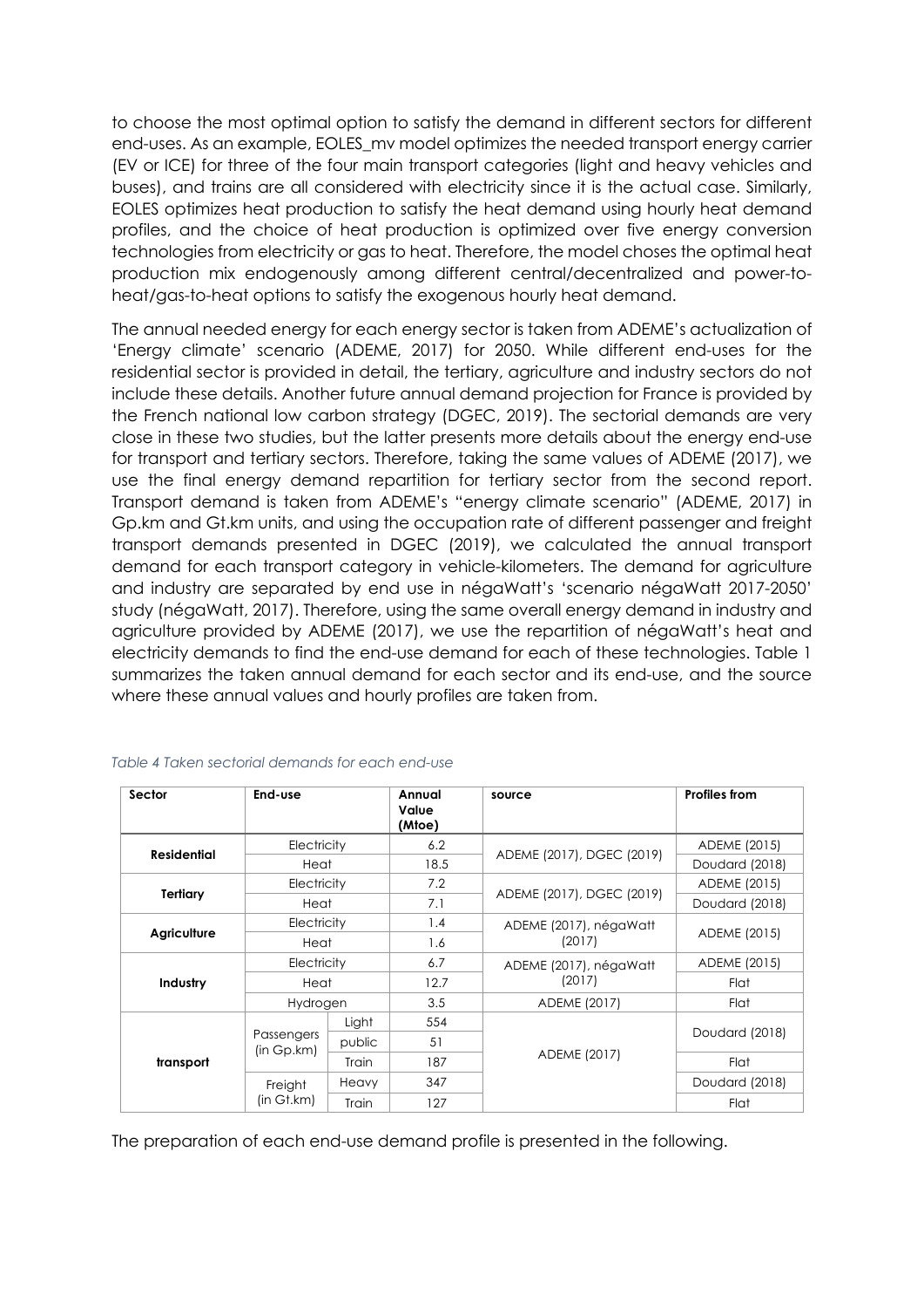to choose the most optimal option to satisfy the demand in different sectors for different end-uses. As an example, EOLES_mv model optimizes the needed transport energy carrier (EV or ICE) for three of the four main transport categories (light and heavy vehicles and buses), and trains are all considered with electricity since it is the actual case. Similarly, EOLES optimizes heat production to satisfy the heat demand using hourly heat demand profiles, and the choice of heat production is optimized over five energy conversion technologies from electricity or gas to heat. Therefore, the model choses the optimal heat production mix endogenously among different central/decentralized and power-to-heat/gas-to-heat options to satisfy the exogenous hourly heat demand.

The annual needed energy for each energy sector is taken from ADEME's actualization of 'Energy climate' scenario (ADEME, 2017) for 2050. While different end-uses for the residential sector is provided in detail, the tertiary, agriculture and industry sectors do not include these details. Another future annual demand projection for France is provided by the French national low carbon strategy (DGEC, 2019). The sectorial demands are very close in these two studies, but the latter presents more details about the energy end-use for transport and tertiary sectors. Therefore, taking the same values of ADEME (2017), we use the final energy demand repartition for tertiary sector from the second report. Transport demand is taken from ADEME's "energy climate scenario" (ADEME, 2017) in Gp.km and Gt.km units, and using the occupation rate of different passenger and freight transport demands presented in DGEC (2019), we calculated the annual transport demand for each transport category in vehicle-kilometers. The demand for agriculture and industry are separated by end use in négaWatt's 'scenario négaWatt 2017-2050' study (négaWatt, 2017). Therefore, using the same overall energy demand in industry and agriculture provided by ADEME (2017), we use the repartition of négaWatt's heat and electricity demands to find the end-use demand for each of these technologies. Table 1 summarizes the taken annual demand for each sector and its end-use, and the source where these annual values and hourly profiles are taken from.

*Table 4 Taken sectorial demands for each end-use*

| Sector | End-use | | Annual Value (Mtoe) | source | Profiles from |
|---|---|---|---|---|---|
| **Residential** | Electricity | | 6.2 | ADEME (2017), DGEC (2019) | ADEME (2015) |
| | Heat | | 18.5 | | Doudard (2018) |
| **Tertiary** | Electricity | | 7.2 | ADEME (2017), DGEC (2019) | ADEME (2015) |
| | Heat | | 7.1 | | Doudard (2018) |
| **Agriculture** | Electricity | | 1.4 | ADEME (2017), négaWatt (2017) | ADEME (2015) |
| | Heat | | 1.6 | | |
| **Industry** | Electricity | | 6.7 | ADEME (2017), négaWatt (2017) | ADEME (2015) |
| | Heat | | 12.7 | | Flat |
| | Hydrogen | | 3.5 | ADEME (2017) | Flat |
| **transport** | Passengers (in Gp.km) | Light | 554 | ADEME (2017) | Doudard (2018) |
| | | public | 51 | | |
| | | Train | 187 | | Flat |
| | Freight (in Gt.km) | Heavy | 347 | | Doudard (2018) |
| | | Train | 127 | | Flat |

The preparation of each end-use demand profile is presented in the following.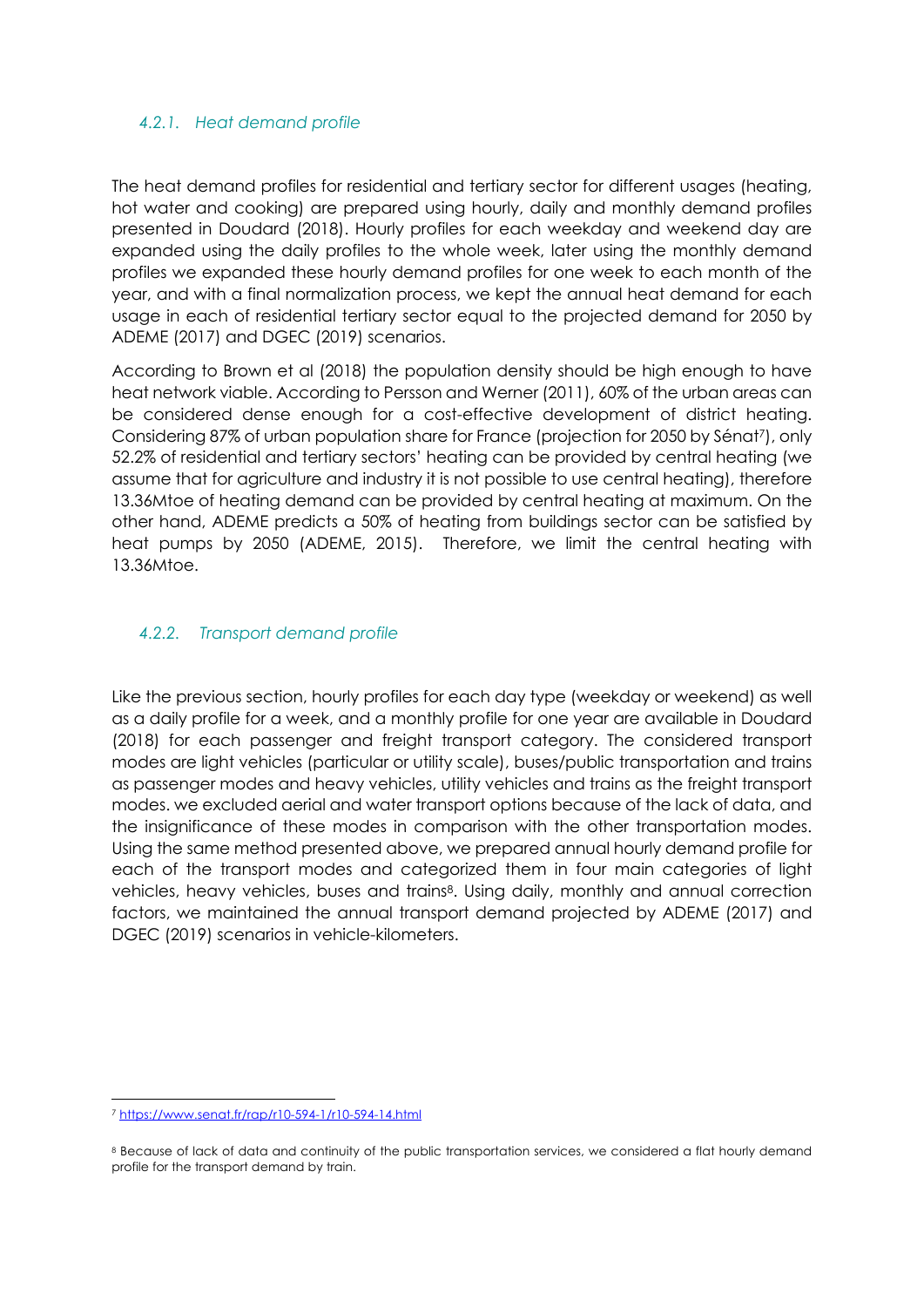#### *4.2.1. Heat demand profile*

The heat demand profiles for residential and tertiary sector for different usages (heating, hot water and cooking) are prepared using hourly, daily and monthly demand profiles presented in Doudard (2018). Hourly profiles for each weekday and weekend day are expanded using the daily profiles to the whole week, later using the monthly demand profiles we expanded these hourly demand profiles for one week to each month of the year, and with a final normalization process, we kept the annual heat demand for each usage in each of residential tertiary sector equal to the projected demand for 2050 by ADEME (2017) and DGEC (2019) scenarios.

According to Brown et al (2018) the population density should be high enough to have heat network viable. According to Persson and Werner (2011), 60% of the urban areas can be considered dense enough for a cost-effective development of district heating. Considering 87% of urban population share for France (projection for 2050 by Sénat[7]), only 52.2% of residential and tertiary sectors' heating can be provided by central heating (we assume that for agriculture and industry it is not possible to use central heating), therefore 13.36Mtoe of heating demand can be provided by central heating at maximum. On the other hand, ADEME predicts a 50% of heating from buildings sector can be satisfied by heat pumps by 2050 (ADEME, 2015). Therefore, we limit the central heating with 13.36Mtoe.

#### *4.2.2. Transport demand profile*

Like the previous section, hourly profiles for each day type (weekday or weekend) as well as a daily profile for a week, and a monthly profile for one year are available in Doudard (2018) for each passenger and freight transport category. The considered transport modes are light vehicles (particular or utility scale), buses/public transportation and trains as passenger modes and heavy vehicles, utility vehicles and trains as the freight transport modes. we excluded aerial and water transport options because of the lack of data, and the insignificance of these modes in comparison with the other transportation modes. Using the same method presented above, we prepared annual hourly demand profile for each of the transport modes and categorized them in four main categories of light vehicles, heavy vehicles, buses and trains[8]. Using daily, monthly and annual correction factors, we maintained the annual transport demand projected by ADEME (2017) and DGEC (2019) scenarios in vehicle-kilometers.

---

[7] https://www.senat.fr/rap/r10-594-1/r10-594-14.html

[8] Because of lack of data and continuity of the public transportation services, we considered a flat hourly demand profile for the transport demand by train.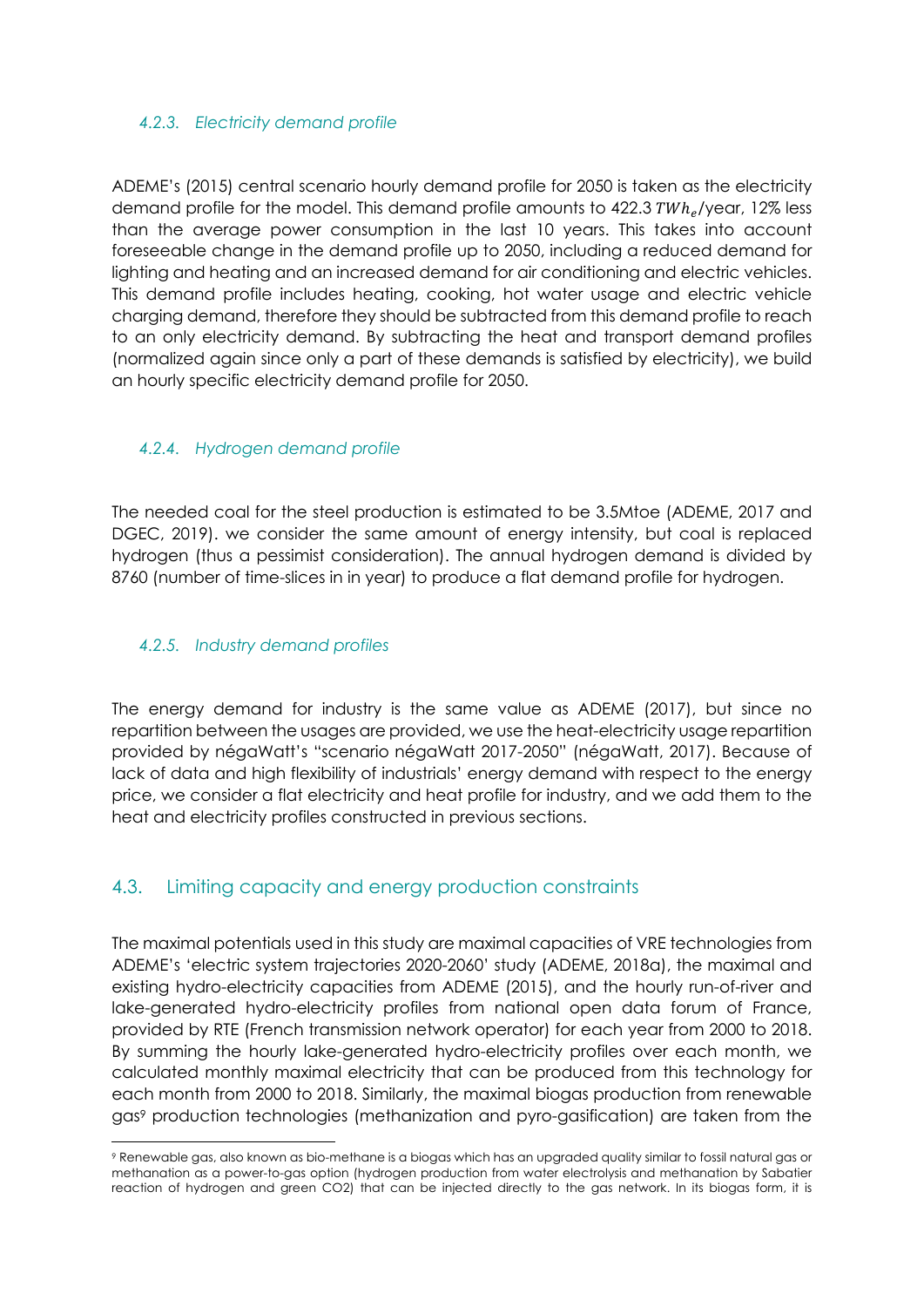#### *4.2.3. Electricity demand profile*

ADEME's (2015) central scenario hourly demand profile for 2050 is taken as the electricity demand profile for the model. This demand profile amounts to 422.3 $TWh_e$/year, 12% less than the average power consumption in the last 10 years. This takes into account foreseeable change in the demand profile up to 2050, including a reduced demand for lighting and heating and an increased demand for air conditioning and electric vehicles. This demand profile includes heating, cooking, hot water usage and electric vehicle charging demand, therefore they should be subtracted from this demand profile to reach to an only electricity demand. By subtracting the heat and transport demand profiles (normalized again since only a part of these demands is satisfied by electricity), we build an hourly specific electricity demand profile for 2050.

#### *4.2.4. Hydrogen demand profile*

The needed coal for the steel production is estimated to be 3.5Mtoe (ADEME, 2017 and DGEC, 2019). we consider the same amount of energy intensity, but coal is replaced hydrogen (thus a pessimist consideration). The annual hydrogen demand is divided by 8760 (number of time-slices in in year) to produce a flat demand profile for hydrogen.

#### *4.2.5. Industry demand profiles*

The energy demand for industry is the same value as ADEME (2017), but since no repartition between the usages are provided, we use the heat-electricity usage repartition provided by négaWatt's "scenario négaWatt 2017-2050" (négaWatt, 2017). Because of lack of data and high flexibility of industrials' energy demand with respect to the energy price, we consider a flat electricity and heat profile for industry, and we add them to the heat and electricity profiles constructed in previous sections.

### 4.3. Limiting capacity and energy production constraints

The maximal potentials used in this study are maximal capacities of VRE technologies from ADEME's 'electric system trajectories 2020-2060' study (ADEME, 2018a), the maximal and existing hydro-electricity capacities from ADEME (2015), and the hourly run-of-river and lake-generated hydro-electricity profiles from national open data forum of France, provided by RTE (French transmission network operator) for each year from 2000 to 2018. By summing the hourly lake-generated hydro-electricity profiles over each month, we calculated monthly maximal electricity that can be produced from this technology for each month from 2000 to 2018. Similarly, the maximal biogas production from renewable gas[9] production technologies (methanization and pyro-gasification) are taken from the

[9] Renewable gas, also known as bio-methane is a biogas which has an upgraded quality similar to fossil natural gas or methanation as a power-to-gas option (hydrogen production from water electrolysis and methanation by Sabatier reaction of hydrogen and green CO2) that can be injected directly to the gas network. In its biogas form, it is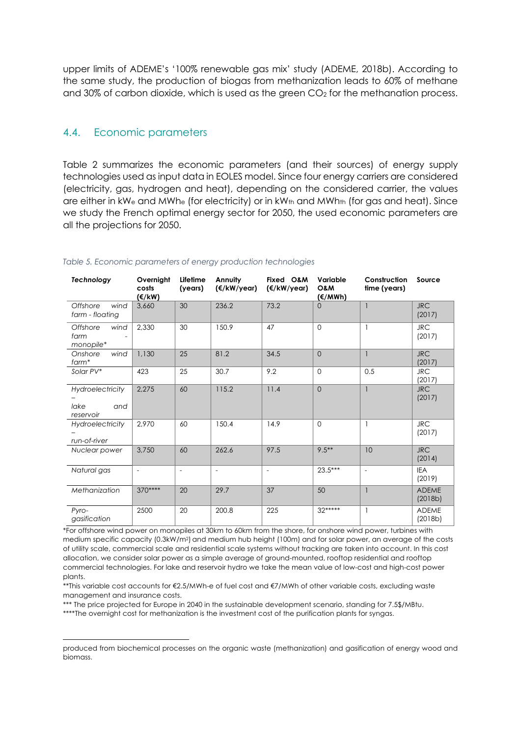upper limits of ADEME's '100% renewable gas mix' study (ADEME, 2018b). According to the same study, the production of biogas from methanization leads to 60% of methane and 30% of carbon dioxide, which is used as the green $CO_2$ for the methanation process.

## 4.4. Economic parameters

Table 2 summarizes the economic parameters (and their sources) of energy supply technologies used as input data in EOLES model. Since four energy carriers are considered (electricity, gas, hydrogen and heat), depending on the considered carrier, the values are either in $kW_e$ and $MWh_e$ (for electricity) or in $kW_{th}$ and $MWh_{th}$ (for gas and heat). Since we study the French optimal energy sector for 2050, the used economic parameters are all the projections for 2050.

*Table 5. Economic parameters of energy production technologies*

| *Technology* | Overnight costs (€/kW) | Lifetime (years) | Annuity (€/kW/year) | Fixed O&M (€/kW/year) | Variable O&M (€/MWh) | Construction time (years) | Source |
|---|---|---|---|---|---|---|---|
| *Offshore wind farm - floating* | 3,660 | 30 | 236.2 | 73.2 | 0 | 1 | JRC (2017) |
| *Offshore wind farm - monopile** | 2,330 | 30 | 150.9 | 47 | 0 | 1 | JRC (2017) |
| *Onshore wind farm** | 1,130 | 25 | 81.2 | 34.5 | 0 | 1 | JRC (2017) |
| *Solar PV** | 423 | 25 | 30.7 | 9.2 | 0 | 0.5 | JRC (2017) |
| *Hydroelectricity – lake and reservoir* | 2,275 | 60 | 115.2 | 11.4 | 0 | 1 | JRC (2017) |
| *Hydroelectricity – run-of-river* | 2,970 | 60 | 150.4 | 14.9 | 0 | 1 | JRC (2017) |
| *Nuclear power* | 3,750 | 60 | 262.6 | 97.5 | 9.5** | 10 | JRC (2014) |
| *Natural gas* | - | - | - | - | 23.5*** | - | IEA (2019) |
| *Methanization* | 370**** | 20 | 29.7 | 37 | 50 | 1 | ADEME (2018b) |
| *Pyro-gasification* | 2500 | 20 | 200.8 | 225 | 32***** | 1 | ADEME (2018b) |

*For offshore wind power on monopiles at 30km to 60km from the shore, for onshore wind power, turbines with medium specific capacity (0.3kW/m²) and medium hub height (100m) and for solar power, an average of the costs of utility scale, commercial scale and residential scale systems without tracking are taken into account. In this cost allocation, we consider solar power as a simple average of ground-mounted, rooftop residential and rooftop commercial technologies. For lake and reservoir hydro we take the mean value of low-cost and high-cost power plants.

**This variable cost accounts for €2.5/MWh-e of fuel cost and €7/MWh of other variable costs, excluding waste management and insurance costs.

*** The price projected for Europe in 2040 in the sustainable development scenario, standing for 7.5$/MBtu.

****The overnight cost for methanization is the investment cost of the purification plants for syngas.

---

produced from biochemical processes on the organic waste (methanization) and gasification of energy wood and biomass.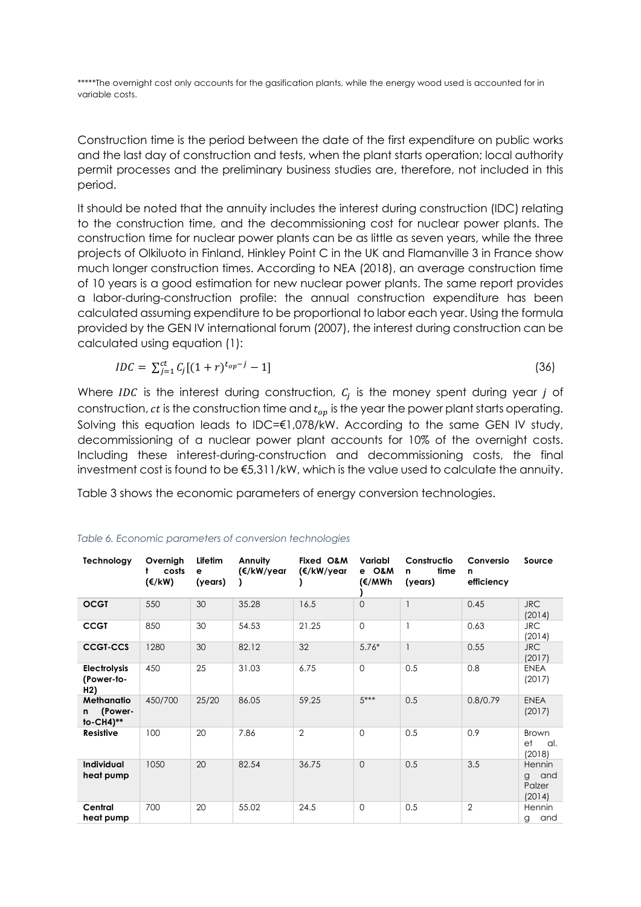*****The overnight cost only accounts for the gasification plants, while the energy wood used is accounted for in variable costs.

Construction time is the period between the date of the first expenditure on public works and the last day of construction and tests, when the plant starts operation; local authority permit processes and the preliminary business studies are, therefore, not included in this period.

It should be noted that the annuity includes the interest during construction (IDC) relating to the construction time, and the decommissioning cost for nuclear power plants. The construction time for nuclear power plants can be as little as seven years, while the three projects of Olkiluoto in Finland, Hinkley Point C in the UK and Flamanville 3 in France show much longer construction times. According to NEA (2018), an average construction time of 10 years is a good estimation for new nuclear power plants. The same report provides a labor-during-construction profile: the annual construction expenditure has been calculated assuming expenditure to be proportional to labor each year. Using the formula provided by the GEN IV international forum (2007), the interest during construction can be calculated using equation (1):

$$IDC = \sum_{j=1}^{ct} C_j[(1+r)^{t_{op}-j} - 1] \tag{36}$$

Where $IDC$ is the interest during construction, $C_j$ is the money spent during year $j$ of construction, $ct$ is the construction time and $t_{op}$ is the year the power plant starts operating. Solving this equation leads to IDC=€1,078/kW. According to the same GEN IV study, decommissioning of a nuclear power plant accounts for 10% of the overnight costs. Including these interest-during-construction and decommissioning costs, the final investment cost is found to be €5,311/kW, which is the value used to calculate the annuity.

Table 3 shows the economic parameters of energy conversion technologies.

*Table 6. Economic parameters of conversion technologies*

| Technology | Overnight costs (€/kW) | Lifetime (years) | Annuity (€/kW/year) | Fixed O&M (€/kW/year) | Variable O&M (€/MWh) | Construction time (years) | Conversion efficiency | Source |
|---|---|---|---|---|---|---|---|---|
| **OCGT** | 550 | 30 | 35.28 | 16.5 | 0 | 1 | 0.45 | JRC (2014) |
| **CCGT** | 850 | 30 | 54.53 | 21.25 | 0 | 1 | 0.63 | JRC (2014) |
| **CCGT-CCS** | 1280 | 30 | 82.12 | 32 | 5.76* | 1 | 0.55 | JRC (2017) |
| **Electrolysis (Power-to-H2)** | 450 | 25 | 31.03 | 6.75 | 0 | 0.5 | 0.8 | ENEA (2017) |
| **Methanation (Power-to-CH4)**** | 450/700 | 25/20 | 86.05 | 59.25 | 5*** | 0.5 | 0.8/0.79 | ENEA (2017) |
| **Resistive** | 100 | 20 | 7.86 | 2 | 0 | 0.5 | 0.9 | Brown et al. (2018) |
| **Individual heat pump** | 1050 | 20 | 82.54 | 36.75 | 0 | 0.5 | 3.5 | Henning and Palzer (2014) |
| **Central heat pump** | 700 | 20 | 55.02 | 24.5 | 0 | 0.5 | 2 | Henning and |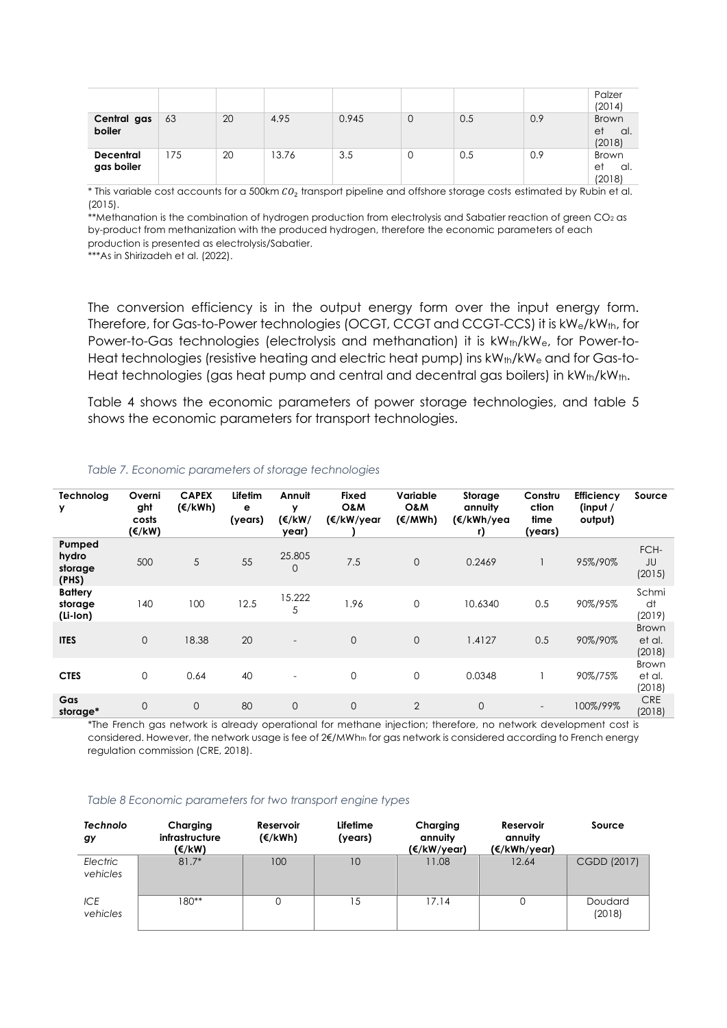|  |  |  |  |  |  |  |  | Palzer (2014) |
|---|---|---|---|---|---|---|---|---|
| **Central gas boiler** | 63 | 20 | 4.95 | 0.945 | 0 | 0.5 | 0.9 | Brown et al. (2018) |
| **Decentral gas boiler** | 175 | 20 | 13.76 | 3.5 | 0 | 0.5 | 0.9 | Brown et al. (2018) |

* This variable cost accounts for a 500km $CO_2$ transport pipeline and offshore storage costs estimated by Rubin et al. (2015).

**Methanation is the combination of hydrogen production from electrolysis and Sabatier reaction of green $CO_2$ as by-product from methanization with the produced hydrogen, therefore the economic parameters of each production is presented as electrolysis/Sabatier.

***As in Shirizadeh et al. (2022).

The conversion efficiency is in the output energy form over the input energy form. Therefore, for Gas-to-Power technologies (OCGT, CCGT and CCGT-CCS) it is $kW_e/kW_{th}$, for Power-to-Gas technologies (electrolysis and methanation) it is $kW_{th}/kW_e$, for Power-to-Heat technologies (resistive heating and electric heat pump) ins $kW_{th}/kW_e$ and for Gas-to-Heat technologies (gas heat pump and central and decentral gas boilers) in $kW_{th}/kW_{th}$.

Table 4 shows the economic parameters of power storage technologies, and table 5 shows the economic parameters for transport technologies.

*Table 7. Economic parameters of storage technologies*

| Technology | Overnight costs (€/kW) | CAPEX (€/kWh) | Lifetime (years) | Annuity (€/kW/year) | Fixed O&M (€/kW/year) | Variable O&M (€/MWh) | Storage annuity (€/kWh/year) | Construction time (years) | Efficiency (input / output) | Source |
|---|---|---|---|---|---|---|---|---|---|---|
| **Pumped hydro storage (PHS)** | 500 | 5 | 55 | 25.8050 | 7.5 | 0 | 0.2469 | 1 | 95%/90% | FCH-JU (2015) |
| **Battery storage (Li-Ion)** | 140 | 100 | 12.5 | 15.2225 | 1.96 | 0 | 10.6340 | 0.5 | 90%/95% | Schmidt (2019) |
| **ITES** | 0 | 18.38 | 20 | - | 0 | 0 | 1.4127 | 0.5 | 90%/90% | Brown et al. (2018) |
| **CTES** | 0 | 0.64 | 40 | - | 0 | 0 | 0.0348 | 1 | 90%/75% | Brown et al. (2018) |
| **Gas storage*** | 0 | 0 | 80 | 0 | 0 | 2 | 0 | - | 100%/99% | CRE (2018) |

*The French gas network is already operational for methane injection; therefore, no network development cost is considered. However, the network usage is fee of 2€/$MWh_{th}$ for gas network is considered according to French energy regulation commission (CRE, 2018).

*Table 8 Economic parameters for two transport engine types*

| *Technology* | Charging infrastructure (€/kW) | Reservoir (€/kWh) | Lifetime (years) | Charging annuity (€/kW/year) | Reservoir annuity (€/kWh/year) | Source |
|---|---|---|---|---|---|---|
| *Electric vehicles* | 81.7* | 100 | 10 | 11.08 | 12.64 | CGDD (2017) |
| *ICE vehicles* | 180** | 0 | 15 | 17.14 | 0 | Doudard (2018) |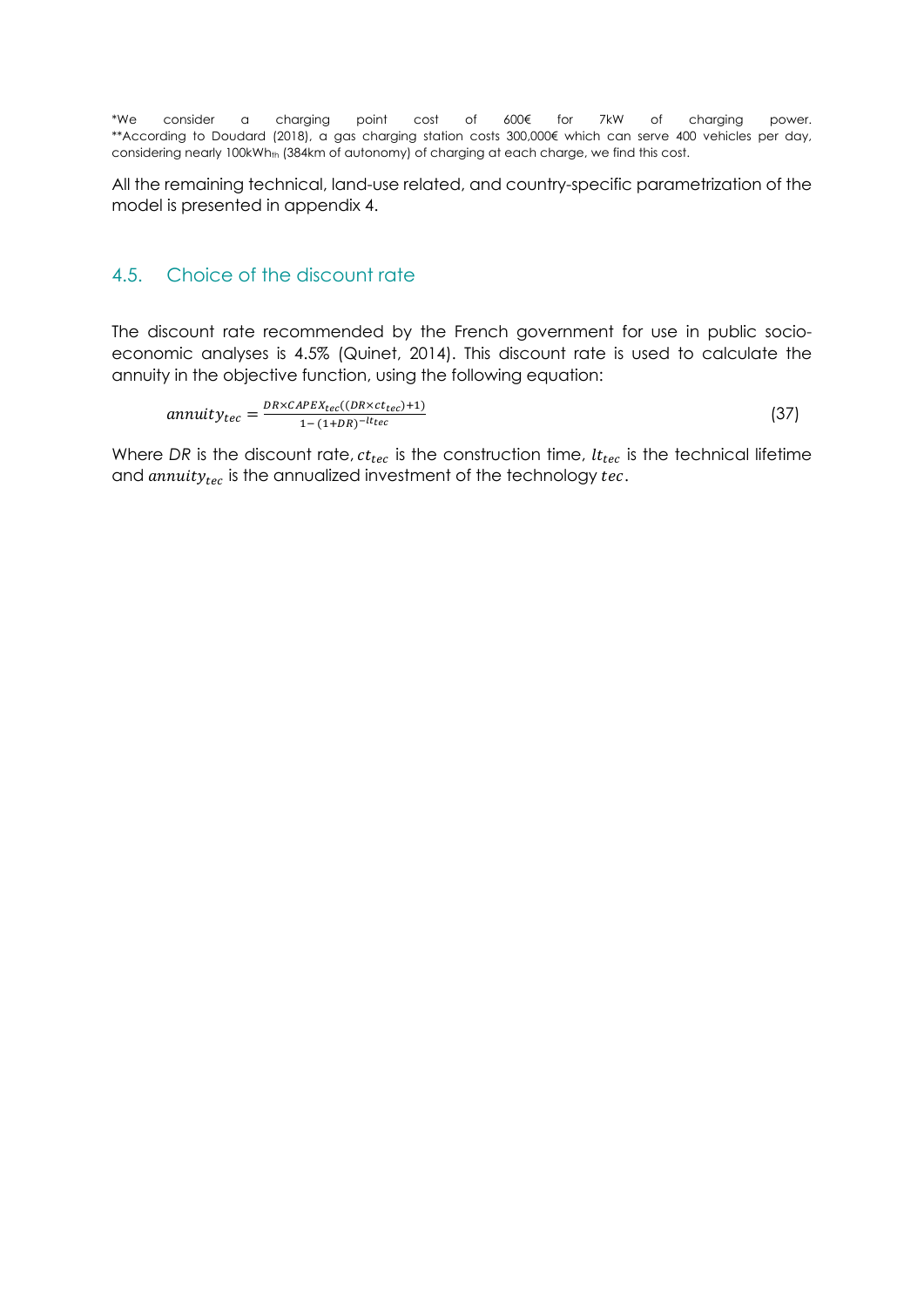*We consider a charging point cost of 600€ for 7kW of charging power.
**According to Doudard (2018), a gas charging station costs 300,000€ which can serve 400 vehicles per day, considering nearly $100kWh_{th}$ (384km of autonomy) of charging at each charge, we find this cost.

All the remaining technical, land-use related, and country-specific parametrization of the model is presented in appendix 4.

## 4.5. Choice of the discount rate

The discount rate recommended by the French government for use in public socio-economic analyses is 4.5% (Quinet, 2014). This discount rate is used to calculate the annuity in the objective function, using the following equation:

$$annuity_{tec} = \frac{DR \times CAPEX_{tec}((DR \times ct_{tec}) + 1)}{1 - (1 + DR)^{-lt_{tec}}} \tag{37}$$

Where *DR* is the discount rate, $ct_{tec}$ is the construction time, $lt_{tec}$ is the technical lifetime and $annuity_{tec}$ is the annualized investment of the technology $tec$.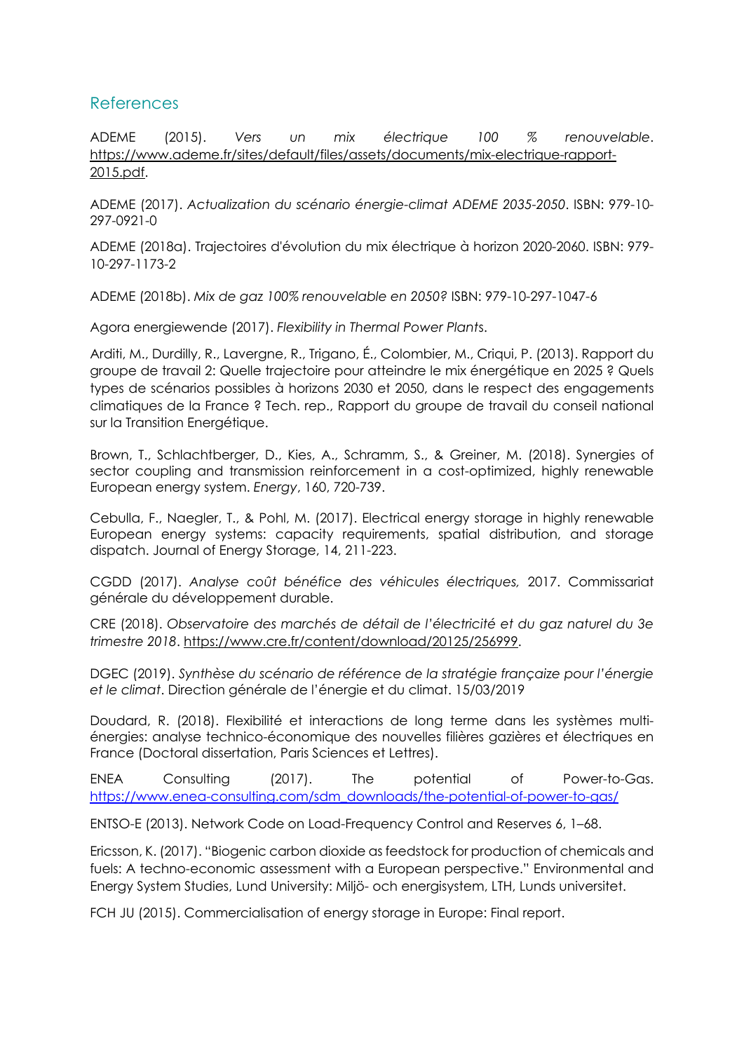## References

ADEME (2015). *Vers un mix électrique 100 % renouvelable*. https://www.ademe.fr/sites/default/files/assets/documents/mix-electrique-rapport-2015.pdf.

ADEME (2017). *Actualization du scénario énergie-climat ADEME 2035-2050*. ISBN: 979-10-297-0921-0

ADEME (2018a). Trajectoires d'évolution du mix électrique à horizon 2020-2060. ISBN: 979-10-297-1173-2

ADEME (2018b). *Mix de gaz 100% renouvelable en 2050?* ISBN: 979-10-297-1047-6

Agora energiewende (2017). *Flexibility in Thermal Power Plants*.

Arditi, M., Durdilly, R., Lavergne, R., Trigano, É., Colombier, M., Criqui, P. (2013). Rapport du groupe de travail 2: Quelle trajectoire pour atteindre le mix énergétique en 2025 ? Quels types de scénarios possibles à horizons 2030 et 2050, dans le respect des engagements climatiques de la France ? Tech. rep., Rapport du groupe de travail du conseil national sur la Transition Energétique.

Brown, T., Schlachtberger, D., Kies, A., Schramm, S., & Greiner, M. (2018). Synergies of sector coupling and transmission reinforcement in a cost-optimized, highly renewable European energy system. *Energy*, 160, 720-739.

Cebulla, F., Naegler, T., & Pohl, M. (2017). Electrical energy storage in highly renewable European energy systems: capacity requirements, spatial distribution, and storage dispatch. Journal of Energy Storage, 14, 211-223.

CGDD (2017). *Analyse coût bénéfice des véhicules électriques,* 2017. Commissariat générale du développement durable.

CRE (2018). *Observatoire des marchés de détail de l'électricité et du gaz naturel du 3e trimestre 2018*. https://www.cre.fr/content/download/20125/256999.

DGEC (2019). *Synthèse du scénario de référence de la stratégie françaize pour l'énergie et le climat*. Direction générale de l'énergie et du climat. 15/03/2019

Doudard, R. (2018). Flexibilité et interactions de long terme dans les systèmes multi-énergies: analyse technico-économique des nouvelles filières gazières et électriques en France (Doctoral dissertation, Paris Sciences et Lettres).

ENEA Consulting (2017). The potential of Power-to-Gas. https://www.enea-consulting.com/sdm_downloads/the-potential-of-power-to-gas/

ENTSO-E (2013). Network Code on Load-Frequency Control and Reserves 6, 1–68.

Ericsson, K. (2017). "Biogenic carbon dioxide as feedstock for production of chemicals and fuels: A techno-economic assessment with a European perspective." Environmental and Energy System Studies, Lund University: Miljö- och energisystem, LTH, Lunds universitet.

FCH JU (2015). Commercialisation of energy storage in Europe: Final report.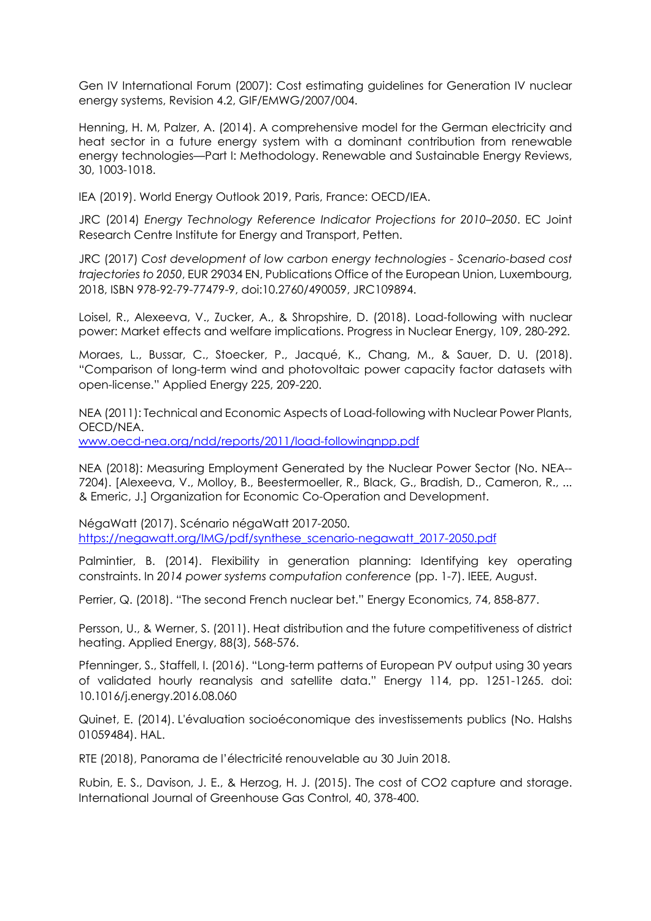Gen IV International Forum (2007): Cost estimating guidelines for Generation IV nuclear energy systems, Revision 4.2, GIF/EMWG/2007/004.

Henning, H. M, Palzer, A. (2014). A comprehensive model for the German electricity and heat sector in a future energy system with a dominant contribution from renewable energy technologies—Part I: Methodology. Renewable and Sustainable Energy Reviews, 30, 1003-1018.

IEA (2019). World Energy Outlook 2019, Paris, France: OECD/IEA.

JRC (2014) *Energy Technology Reference Indicator Projections for 2010–2050*. EC Joint Research Centre Institute for Energy and Transport, Petten.

JRC (2017) *Cost development of low carbon energy technologies - Scenario-based cost trajectories to 2050*, EUR 29034 EN, Publications Office of the European Union, Luxembourg, 2018, ISBN 978-92-79-77479-9, doi:10.2760/490059, JRC109894.

Loisel, R., Alexeeva, V., Zucker, A., & Shropshire, D. (2018). Load-following with nuclear power: Market effects and welfare implications. Progress in Nuclear Energy, 109, 280-292.

Moraes, L., Bussar, C., Stoecker, P., Jacqué, K., Chang, M., & Sauer, D. U. (2018). "Comparison of long-term wind and photovoltaic power capacity factor datasets with open-license." Applied Energy 225, 209-220.

NEA (2011): Technical and Economic Aspects of Load-following with Nuclear Power Plants, OECD/NEA.
[www.oecd-nea.org/ndd/reports/2011/load-followingnpp.pdf](www.oecd-nea.org/ndd/reports/2011/load-followingnpp.pdf)

NEA (2018): Measuring Employment Generated by the Nuclear Power Sector (No. NEA--7204). [Alexeeva, V., Molloy, B., Beestermoeller, R., Black, G., Bradish, D., Cameron, R., ... & Emeric, J.] Organization for Economic Co-Operation and Development.

NégaWatt (2017). Scénario négaWatt 2017-2050.
[https://negawatt.org/IMG/pdf/synthese_scenario-negawatt_2017-2050.pdf](https://negawatt.org/IMG/pdf/synthese_scenario-negawatt_2017-2050.pdf)

Palmintier, B. (2014). Flexibility in generation planning: Identifying key operating constraints. In *2014 power systems computation conference* (pp. 1-7). IEEE, August.

Perrier, Q. (2018). "The second French nuclear bet." Energy Economics, 74, 858-877.

Persson, U., & Werner, S. (2011). Heat distribution and the future competitiveness of district heating. Applied Energy, 88(3), 568-576.

Pfenninger, S., Staffell, I. (2016). "Long-term patterns of European PV output using 30 years of validated hourly reanalysis and satellite data." Energy 114, pp. 1251-1265. doi: 10.1016/j.energy.2016.08.060

Quinet, E. (2014). L'évaluation socioéconomique des investissements publics (No. Halshs 01059484). HAL.

RTE (2018), Panorama de l'électricité renouvelable au 30 Juin 2018.

Rubin, E. S., Davison, J. E., & Herzog, H. J. (2015). The cost of CO2 capture and storage. International Journal of Greenhouse Gas Control, 40, 378-400.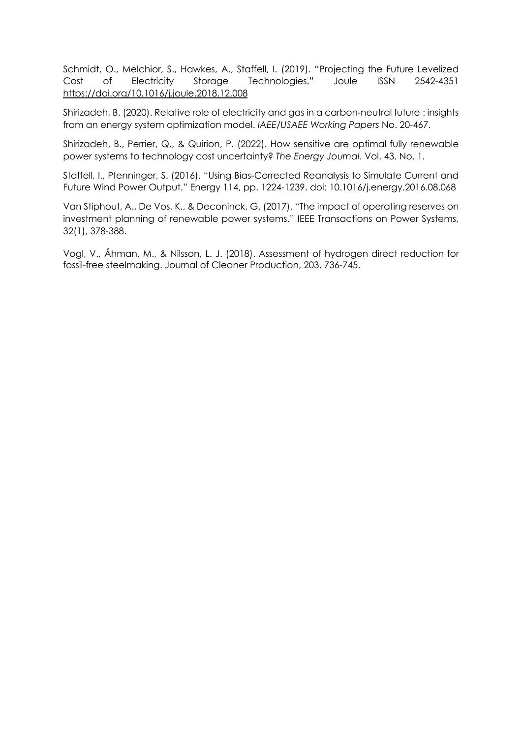Schmidt, O., Melchior, S., Hawkes, A., Staffell, I. (2019). "Projecting the Future Levelized Cost of Electricity Storage Technologies." Joule ISSN 2542-4351 https://doi.org/10.1016/j.joule.2018.12.008

Shirizadeh, B. (2020). Relative role of electricity and gas in a carbon-neutral future : insights from an energy system optimization model. *IAEE/USAEE Working Papers* No. 20-467.

Shirizadeh, B., Perrier, Q., & Quirion, P. (2022). How sensitive are optimal fully renewable power systems to technology cost uncertainty? *The Energy Journal*. Vol. 43. No. 1.

Staffell, I., Pfenninger, S. (2016). "Using Bias-Corrected Reanalysis to Simulate Current and Future Wind Power Output." Energy 114, pp. 1224-1239. doi: 10.1016/j.energy.2016.08.068

Van Stiphout, A., De Vos, K., & Deconinck, G. (2017). "The impact of operating reserves on investment planning of renewable power systems." IEEE Transactions on Power Systems, 32(1), 378-388.

Vogl, V., Åhman, M., & Nilsson, L. J. (2018). Assessment of hydrogen direct reduction for fossil-free steelmaking. Journal of Cleaner Production, 203, 736-745.